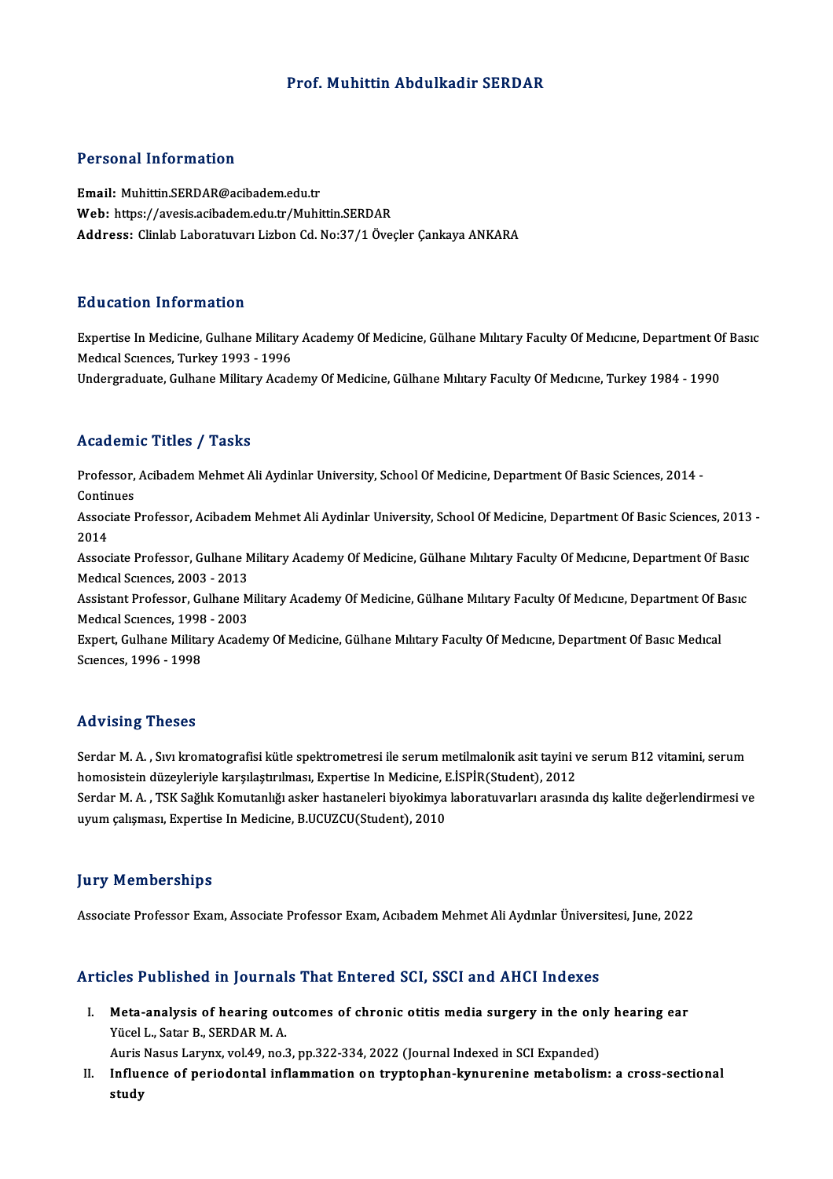# Prof. Muhittin Abdulkadir SERDAR

## Personal Information

**Email:** Muhittin.SERDAR@acibadem.edu.tr
**Web:** https://avesis.acibadem.edu.tr/Muhittin.SERDAR
**Address:** Clinlab Laboratuvarı Lizbon Cd. No:37/1 Öveçler Çankaya ANKARA

## Education Information

Expertise In Medicine, Gulhane Military Academy Of Medicine, Gülhane Mılıtary Faculty Of Medıcıne, Department Of Basıc Medıcal Scıences, Turkey 1993 - 1996
Undergraduate, Gulhane Military Academy Of Medicine, Gülhane Mılıtary Faculty Of Medıcıne, Turkey 1984 - 1990

## Academic Titles / Tasks

Professor, Acibadem Mehmet Ali Aydinlar University, School Of Medicine, Department Of Basic Sciences, 2014 - Continues
Associate Professor, Acibadem Mehmet Ali Aydinlar University, School Of Medicine, Department Of Basic Sciences, 2013 - 2014
Associate Professor, Gulhane Military Academy Of Medicine, Gülhane Mılıtary Faculty Of Medıcıne, Department Of Basıc Medıcal Scıences, 2003 - 2013
Assistant Professor, Gulhane Military Academy Of Medicine, Gülhane Mılıtary Faculty Of Medıcıne, Department Of Basıc Medıcal Scıences, 1998 - 2003
Expert, Gulhane Military Academy Of Medicine, Gülhane Mılıtary Faculty Of Medıcıne, Department Of Basıc Medıcal Scıences, 1996 - 1998

## Advising Theses

Serdar M. A. , Sıvı kromatografisi kütle spektrometresi ile serum metilmalonik asit tayini ve serum B12 vitamini, serum homosistein düzeyleriyle karşılaştırılması, Expertise In Medicine, E.İSPİR(Student), 2012
Serdar M. A. , TSK Sağlık Komutanlığı asker hastaneleri biyokimya laboratuvarları arasında dış kalite değerlendirmesi ve uyum çalışması, Expertise In Medicine, B.UCUZCU(Student), 2010

## Jury Memberships

Associate Professor Exam, Associate Professor Exam, Acıbadem Mehmet Ali Aydınlar Üniversitesi, June, 2022

## Articles Published in Journals That Entered SCI, SSCI and AHCI Indexes

I. **Meta-analysis of hearing outcomes of chronic otitis media surgery in the only hearing ear**
   Yücel L., Satar B., SERDAR M. A.
   Auris Nasus Larynx, vol.49, no.3, pp.322-334, 2022 (Journal Indexed in SCI Expanded)
II. **Influence of periodontal inflammation on tryptophan-kynurenine metabolism: a cross-sectional study**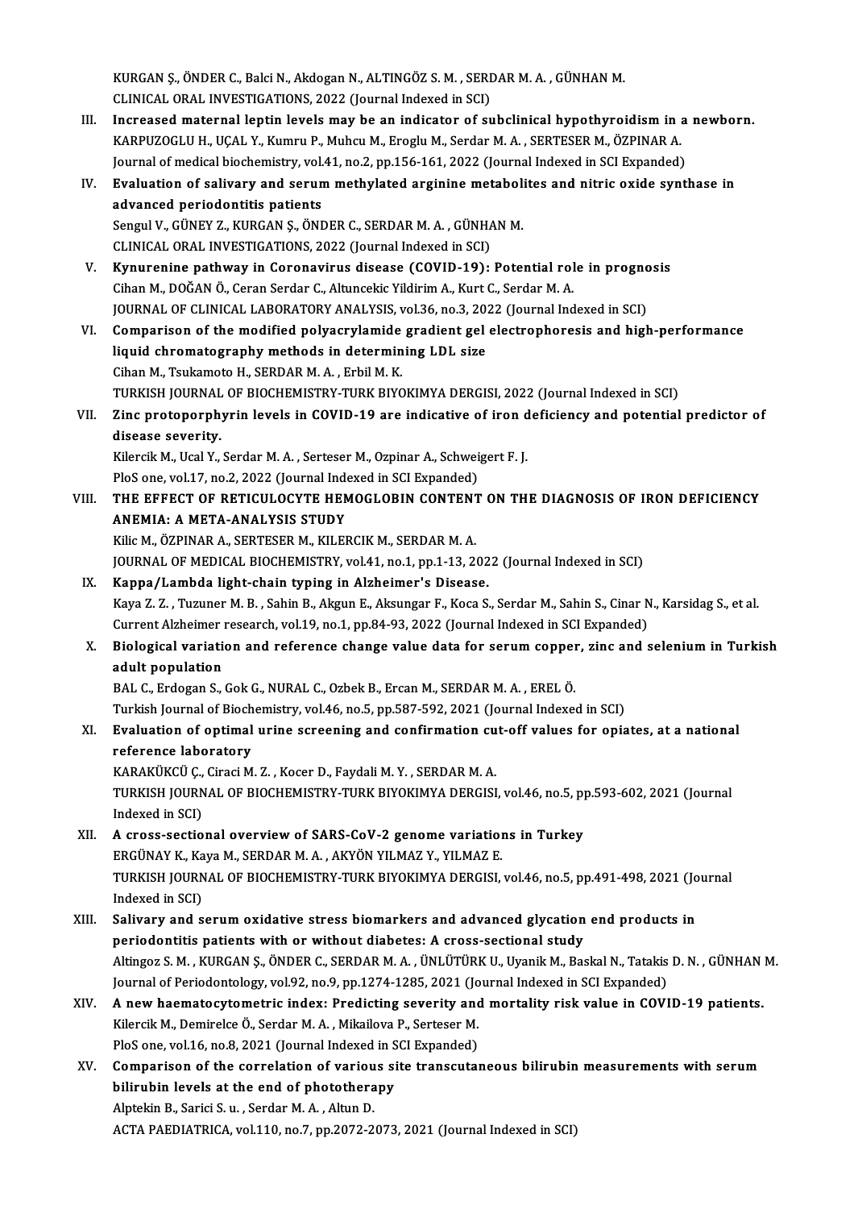KURGAN Ş., ÖNDER C., Balci N., Akdogan N., ALTINGÖZ S. M. , SERDAR M. A. , GÜNHAN M.
CLINICAL ORAL INVESTIGATIONS, 2022 (Journal Indexed in SCI)

III. **Increased maternal leptin levels may be an indicator of subclinical hypothyroidism in a newborn.**
KARPUZOGLU H., UÇAL Y., Kumru P., Muhcu M., Eroglu M., Serdar M. A. , SERTESER M., ÖZPINAR A.
Journal of medical biochemistry, vol.41, no.2, pp.156-161, 2022 (Journal Indexed in SCI Expanded)

IV. **Evaluation of salivary and serum methylated arginine metabolites and nitric oxide synthase in advanced periodontitis patients**
Sengul V., GÜNEY Z., KURGAN Ş., ÖNDER C., SERDAR M. A. , GÜNHAN M.
CLINICAL ORAL INVESTIGATIONS, 2022 (Journal Indexed in SCI)

V. **Kynurenine pathway in Coronavirus disease (COVID-19): Potential role in prognosis**
Cihan M., DOĞAN Ö., Ceran Serdar C., Altuncekic Yildirim A., Kurt C., Serdar M. A.
JOURNAL OF CLINICAL LABORATORY ANALYSIS, vol.36, no.3, 2022 (Journal Indexed in SCI)

VI. **Comparison of the modified polyacrylamide gradient gel electrophoresis and high-performance liquid chromatography methods in determining LDL size**
Cihan M., Tsukamoto H., SERDAR M. A. , Erbil M. K.
TURKISH JOURNAL OF BIOCHEMISTRY-TURK BIYOKIMYA DERGISI, 2022 (Journal Indexed in SCI)

VII. **Zinc protoporphyrin levels in COVID-19 are indicative of iron deficiency and potential predictor of disease severity.**
Kilercik M., Ucal Y., Serdar M. A. , Serteser M., Ozpinar A., Schweigert F. J.
PloS one, vol.17, no.2, 2022 (Journal Indexed in SCI Expanded)

VIII. **THE EFFECT OF RETICULOCYTE HEMOGLOBIN CONTENT ON THE DIAGNOSIS OF IRON DEFICIENCY ANEMIA: A META-ANALYSIS STUDY**
Kilic M., ÖZPINAR A., SERTESER M., KILERCIK M., SERDAR M. A.
JOURNAL OF MEDICAL BIOCHEMISTRY, vol.41, no.1, pp.1-13, 2022 (Journal Indexed in SCI)

IX. **Kappa/Lambda light-chain typing in Alzheimer's Disease.**
Kaya Z. Z. , Tuzuner M. B. , Sahin B., Akgun E., Aksungar F., Koca S., Serdar M., Sahin S., Cinar N., Karsidag S., et al.
Current Alzheimer research, vol.19, no.1, pp.84-93, 2022 (Journal Indexed in SCI Expanded)

X. **Biological variation and reference change value data for serum copper, zinc and selenium in Turkish adult population**
BAL C., Erdogan S., Gok G., NURAL C., Ozbek B., Ercan M., SERDAR M. A. , EREL Ö.
Turkish Journal of Biochemistry, vol.46, no.5, pp.587-592, 2021 (Journal Indexed in SCI)

XI. **Evaluation of optimal urine screening and confirmation cut-off values for opiates, at a national reference laboratory**
KARAKÜKCÜ Ç., Ciraci M. Z. , Kocer D., Faydali M. Y. , SERDAR M. A.
TURKISH JOURNAL OF BIOCHEMISTRY-TURK BIYOKIMYA DERGISI, vol.46, no.5, pp.593-602, 2021 (Journal Indexed in SCI)

XII. **A cross-sectional overview of SARS-CoV-2 genome variations in Turkey**
ERGÜNAY K., Kaya M., SERDAR M. A. , AKYÖN YILMAZ Y., YILMAZ E.
TURKISH JOURNAL OF BIOCHEMISTRY-TURK BIYOKIMYA DERGISI, vol.46, no.5, pp.491-498, 2021 (Journal Indexed in SCI)

XIII. **Salivary and serum oxidative stress biomarkers and advanced glycation end products in periodontitis patients with or without diabetes: A cross-sectional study**
Altingoz S. M. , KURGAN Ş., ÖNDER C., SERDAR M. A. , ÜNLÜTÜRK U., Uyanik M., Baskal N., Tatakis D. N. , GÜNHAN M.
Journal of Periodontology, vol.92, no.9, pp.1274-1285, 2021 (Journal Indexed in SCI Expanded)

XIV. **A new haematocytometric index: Predicting severity and mortality risk value in COVID-19 patients.**
Kilercik M., Demirelce Ö., Serdar M. A. , Mikailova P., Serteser M.
PloS one, vol.16, no.8, 2021 (Journal Indexed in SCI Expanded)

XV. **Comparison of the correlation of various site transcutaneous bilirubin measurements with serum bilirubin levels at the end of phototherapy**
Alptekin B., Sarici S. u. , Serdar M. A. , Altun D.
ACTA PAEDIATRICA, vol.110, no.7, pp.2072-2073, 2021 (Journal Indexed in SCI)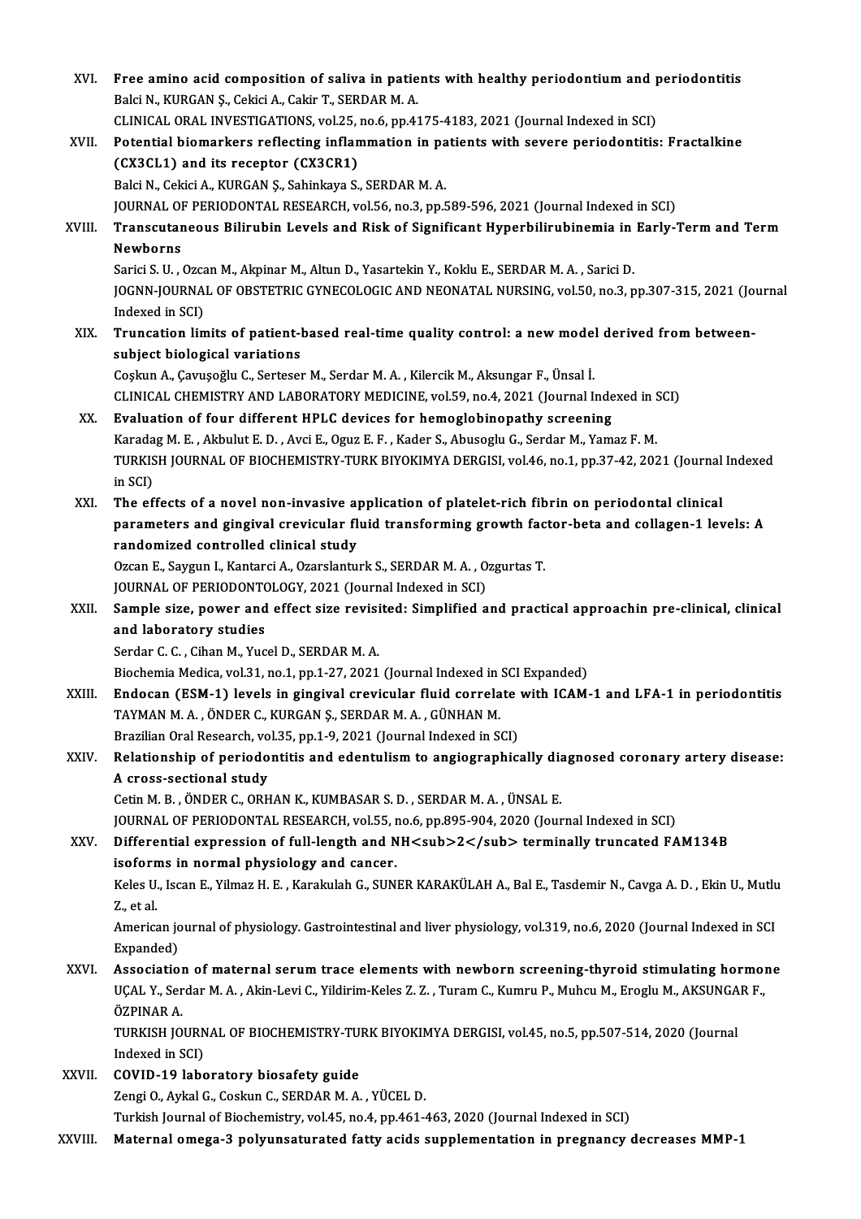XVI. **Free amino acid composition of saliva in patients with healthy periodontium and periodontitis**
Balci N., KURGAN Ş., Cekici A., Cakir T., SERDAR M. A.
CLINICAL ORAL INVESTIGATIONS, vol.25, no.6, pp.4175-4183, 2021 (Journal Indexed in SCI)

XVII. **Potential biomarkers reflecting inflammation in patients with severe periodontitis: Fractalkine (CX3CL1) and its receptor (CX3CR1)**
Balci N., Cekici A., KURGAN Ş., Sahinkaya S., SERDAR M. A.
JOURNAL OF PERIODONTAL RESEARCH, vol.56, no.3, pp.589-596, 2021 (Journal Indexed in SCI)

XVIII. **Transcutaneous Bilirubin Levels and Risk of Significant Hyperbilirubinemia in Early-Term and Term Newborns**
Sarici S. U. , Ozcan M., Akpinar M., Altun D., Yasartekin Y., Koklu E., SERDAR M. A. , Sarici D.
JOGNN-JOURNAL OF OBSTETRIC GYNECOLOGIC AND NEONATAL NURSING, vol.50, no.3, pp.307-315, 2021 (Journal Indexed in SCI)

XIX. **Truncation limits of patient-based real-time quality control: a new model derived from between-subject biological variations**
Coşkun A., Çavuşoğlu C., Serteser M., Serdar M. A. , Kilercik M., Aksungar F., Ünsal İ.
CLINICAL CHEMISTRY AND LABORATORY MEDICINE, vol.59, no.4, 2021 (Journal Indexed in SCI)

XX. **Evaluation of four different HPLC devices for hemoglobinopathy screening**
Karadag M. E. , Akbulut E. D. , Avci E., Oguz E. F. , Kader S., Abusoglu G., Serdar M., Yamaz F. M.
TURKISH JOURNAL OF BIOCHEMISTRY-TURK BIYOKIMYA DERGISI, vol.46, no.1, pp.37-42, 2021 (Journal Indexed in SCI)

XXI. **The effects of a novel non-invasive application of platelet-rich fibrin on periodontal clinical parameters and gingival crevicular fluid transforming growth factor-beta and collagen-1 levels: A randomized controlled clinical study**
Ozcan E., Saygun I., Kantarci A., Ozarslanturk S., SERDAR M. A. , Ozgurtas T.
JOURNAL OF PERIODONTOLOGY, 2021 (Journal Indexed in SCI)

XXII. **Sample size, power and effect size revisited: Simplified and practical approachin pre-clinical, clinical and laboratory studies**
Serdar C. C. , Cihan M., Yucel D., SERDAR M. A.
Biochemia Medica, vol.31, no.1, pp.1-27, 2021 (Journal Indexed in SCI Expanded)

XXIII. **Endocan (ESM-1) levels in gingival crevicular fluid correlate with ICAM-1 and LFA-1 in periodontitis**
TAYMAN M. A. , ÖNDER C., KURGAN Ş., SERDAR M. A. , GÜNHAN M.
Brazilian Oral Research, vol.35, pp.1-9, 2021 (Journal Indexed in SCI)

XXIV. **Relationship of periodontitis and edentulism to angiographically diagnosed coronary artery disease: A cross-sectional study**
Cetin M. B. , ÖNDER C., ORHAN K., KUMBASAR S. D. , SERDAR M. A. , ÜNSAL E.
JOURNAL OF PERIODONTAL RESEARCH, vol.55, no.6, pp.895-904, 2020 (Journal Indexed in SCI)

XXV. **Differential expression of full-length and NH<sub>2</sub> terminally truncated FAM134B isoforms in normal physiology and cancer.**
Keles U., Iscan E., Yilmaz H. E. , Karakulah G., SUNER KARAKÜLAH A., Bal E., Tasdemir N., Cavga A. D. , Ekin U., Mutlu Z., et al.
American journal of physiology. Gastrointestinal and liver physiology, vol.319, no.6, 2020 (Journal Indexed in SCI Expanded)

XXVI. **Association of maternal serum trace elements with newborn screening-thyroid stimulating hormone**
UÇAL Y., Serdar M. A. , Akin-Levi C., Yildirim-Keles Z. Z. , Turam C., Kumru P., Muhcu M., Eroglu M., AKSUNGAR F., ÖZPINAR A.
TURKISH JOURNAL OF BIOCHEMISTRY-TURK BIYOKIMYA DERGISI, vol.45, no.5, pp.507-514, 2020 (Journal Indexed in SCI)

XXVII. **COVID-19 laboratory biosafety guide**
Zengi O., Aykal G., Coskun C., SERDAR M. A. , YÜCEL D.
Turkish Journal of Biochemistry, vol.45, no.4, pp.461-463, 2020 (Journal Indexed in SCI)

XXVIII. **Maternal omega-3 polyunsaturated fatty acids supplementation in pregnancy decreases MMP-1**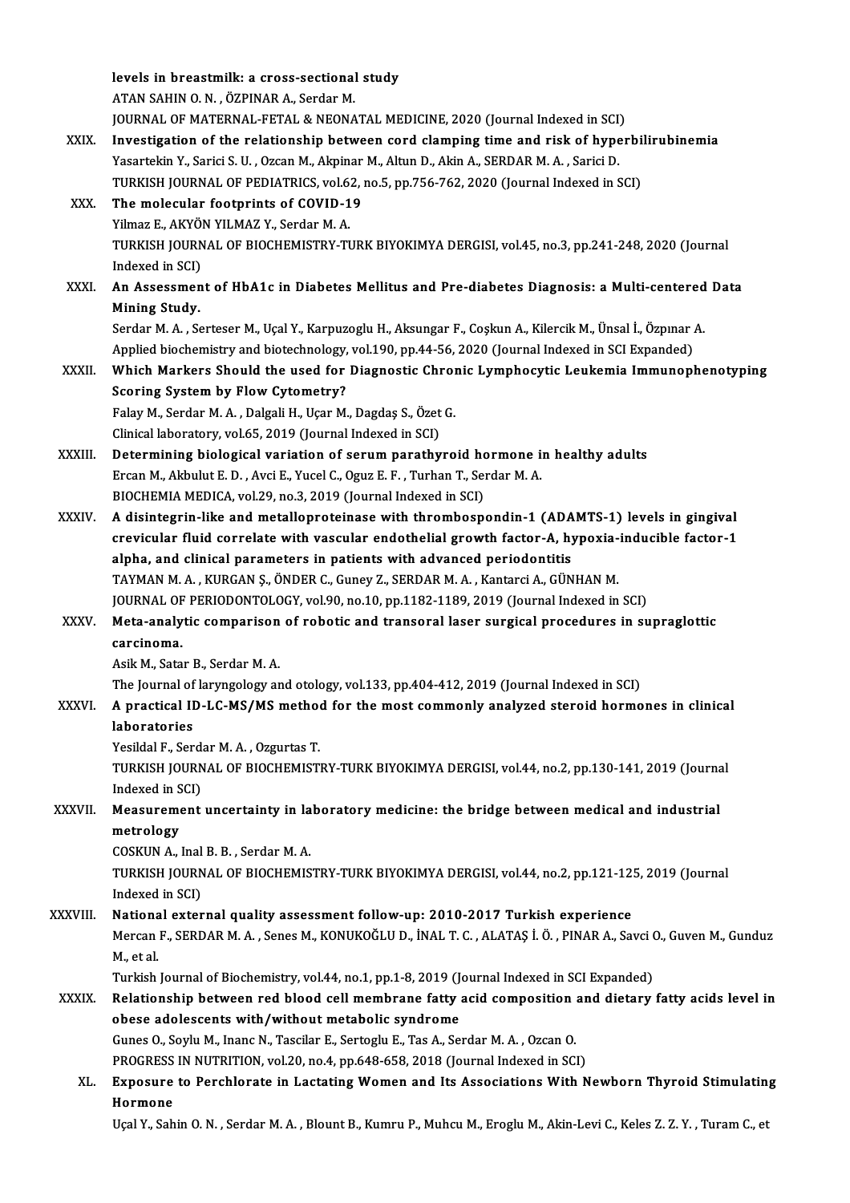levels in breastmilk: a cross-sectional study
ATAN SAHIN O. N. , ÖZPINAR A., Serdar M.
JOURNAL OF MATERNAL-FETAL & NEONATAL MEDICINE, 2020 (Journal Indexed in SCI)

XXIX. **Investigation of the relationship between cord clamping time and risk of hyperbilirubinemia**
Yasartekin Y., Sarici S. U. , Ozcan M., Akpinar M., Altun D., Akin A., SERDAR M. A. , Sarici D.
TURKISH JOURNAL OF PEDIATRICS, vol.62, no.5, pp.756-762, 2020 (Journal Indexed in SCI)

XXX. **The molecular footprints of COVID-19**
Yilmaz E., AKYÖN YILMAZ Y., Serdar M. A.
TURKISH JOURNAL OF BIOCHEMISTRY-TURK BIYOKIMYA DERGISI, vol.45, no.3, pp.241-248, 2020 (Journal Indexed in SCI)

XXXI. **An Assessment of HbA1c in Diabetes Mellitus and Pre-diabetes Diagnosis: a Multi-centered Data Mining Study.**
Serdar M. A. , Serteser M., Uçal Y., Karpuzoglu H., Aksungar F., Coşkun A., Kilercik M., Ünsal İ., Özpınar A.
Applied biochemistry and biotechnology, vol.190, pp.44-56, 2020 (Journal Indexed in SCI Expanded)

XXXII. **Which Markers Should the used for Diagnostic Chronic Lymphocytic Leukemia Immunophenotyping Scoring System by Flow Cytometry?**
Falay M., Serdar M. A. , Dalgali H., Uçar M., Dagdaş S., Özet G.
Clinical laboratory, vol.65, 2019 (Journal Indexed in SCI)

XXXIII. **Determining biological variation of serum parathyroid hormone in healthy adults**
Ercan M., Akbulut E. D. , Avci E., Yucel C., Oguz E. F. , Turhan T., Serdar M. A.
BIOCHEMIA MEDICA, vol.29, no.3, 2019 (Journal Indexed in SCI)

XXXIV. **A disintegrin-like and metalloproteinase with thrombospondin-1 (ADAMTS-1) levels in gingival crevicular fluid correlate with vascular endothelial growth factor-A, hypoxia-inducible factor-1 alpha, and clinical parameters in patients with advanced periodontitis**
TAYMAN M. A. , KURGAN Ş., ÖNDER C., Guney Z., SERDAR M. A. , Kantarci A., GÜNHAN M.
JOURNAL OF PERIODONTOLOGY, vol.90, no.10, pp.1182-1189, 2019 (Journal Indexed in SCI)

XXXV. **Meta-analytic comparison of robotic and transoral laser surgical procedures in supraglottic carcinoma.**
Asik M., Satar B., Serdar M. A.
The Journal of laryngology and otology, vol.133, pp.404-412, 2019 (Journal Indexed in SCI)

XXXVI. **A practical ID-LC-MS/MS method for the most commonly analyzed steroid hormones in clinical laboratories**
Yesildal F., Serdar M. A. , Ozgurtas T.
TURKISH JOURNAL OF BIOCHEMISTRY-TURK BIYOKIMYA DERGISI, vol.44, no.2, pp.130-141, 2019 (Journal Indexed in SCI)

XXXVII. **Measurement uncertainty in laboratory medicine: the bridge between medical and industrial metrology**
COSKUN A., Inal B. B. , Serdar M. A.
TURKISH JOURNAL OF BIOCHEMISTRY-TURK BIYOKIMYA DERGISI, vol.44, no.2, pp.121-125, 2019 (Journal Indexed in SCI)

XXXVIII. **National external quality assessment follow-up: 2010-2017 Turkish experience**
Mercan F., SERDAR M. A. , Senes M., KONUKOĞLU D., İNAL T. C. , ALATAŞ İ. Ö. , PINAR A., Savci O., Guven M., Gunduz M., et al.
Turkish Journal of Biochemistry, vol.44, no.1, pp.1-8, 2019 (Journal Indexed in SCI Expanded)

XXXIX. **Relationship between red blood cell membrane fatty acid composition and dietary fatty acids level in obese adolescents with/without metabolic syndrome**
Gunes O., Soylu M., Inanc N., Tascilar E., Sertoglu E., Tas A., Serdar M. A. , Ozcan O.
PROGRESS IN NUTRITION, vol.20, no.4, pp.648-658, 2018 (Journal Indexed in SCI)

XL. **Exposure to Perchlorate in Lactating Women and Its Associations With Newborn Thyroid Stimulating Hormone**
Uçal Y., Sahin O. N. , Serdar M. A. , Blount B., Kumru P., Muhcu M., Eroglu M., Akin-Levi C., Keles Z. Z. Y. , Turam C., et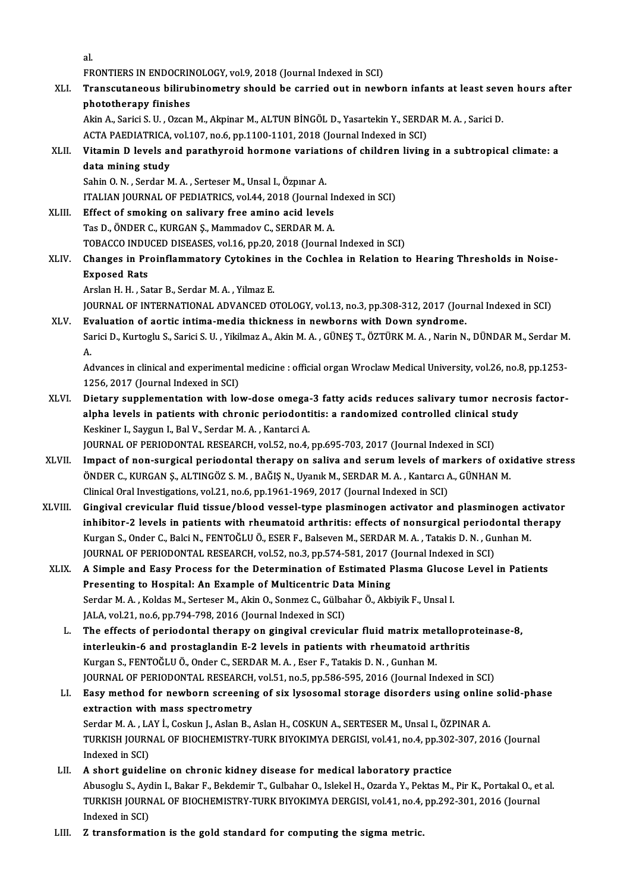al.
FRONTIERS IN ENDOCRINOLOGY, vol.9, 2018 (Journal Indexed in SCI)

XLI. **Transcutaneous bilirubinometry should be carried out in newborn infants at least seven hours after phototherapy finishes**
Akin A., Sarici S. U. , Ozcan M., Akpinar M., ALTUN BİNGÖL D., Yasartekin Y., SERDAR M. A. , Sarici D.
ACTA PAEDIATRICA, vol.107, no.6, pp.1100-1101, 2018 (Journal Indexed in SCI)

XLII. **Vitamin D levels and parathyroid hormone variations of children living in a subtropical climate: a data mining study**
Sahin O. N. , Serdar M. A. , Serteser M., Unsal I., Özpınar A.
ITALIAN JOURNAL OF PEDIATRICS, vol.44, 2018 (Journal Indexed in SCI)

XLIII. **Effect of smoking on salivary free amino acid levels**
Tas D., ÖNDER C., KURGAN Ş., Mammadov C., SERDAR M. A.
TOBACCO INDUCED DISEASES, vol.16, pp.20, 2018 (Journal Indexed in SCI)

XLIV. **Changes in Proinflammatory Cytokines in the Cochlea in Relation to Hearing Thresholds in Noise-Exposed Rats**
Arslan H. H. , Satar B., Serdar M. A. , Yilmaz E.
JOURNAL OF INTERNATIONAL ADVANCED OTOLOGY, vol.13, no.3, pp.308-312, 2017 (Journal Indexed in SCI)

XLV. **Evaluation of aortic intima-media thickness in newborns with Down syndrome.**
Sarici D., Kurtoglu S., Sarici S. U. , Yikilmaz A., Akin M. A. , GÜNEŞ T., ÖZTÜRK M. A. , Narin N., DÜNDAR M., Serdar M. A.
Advances in clinical and experimental medicine : official organ Wroclaw Medical University, vol.26, no.8, pp.1253-1256, 2017 (Journal Indexed in SCI)

XLVI. **Dietary supplementation with low-dose omega-3 fatty acids reduces salivary tumor necrosis factor-alpha levels in patients with chronic periodontitis: a randomized controlled clinical study**
Keskiner I., Saygun I., Bal V., Serdar M. A. , Kantarci A.
JOURNAL OF PERIODONTAL RESEARCH, vol.52, no.4, pp.695-703, 2017 (Journal Indexed in SCI)

XLVII. **Impact of non-surgical periodontal therapy on saliva and serum levels of markers of oxidative stress**
ÖNDER C., KURGAN Ş., ALTINGÖZ S. M. , BAĞIŞ N., Uyanık M., SERDAR M. A. , Kantarcı A., GÜNHAN M.
Clinical Oral Investigations, vol.21, no.6, pp.1961-1969, 2017 (Journal Indexed in SCI)

XLVIII. **Gingival crevicular fluid tissue/blood vessel-type plasminogen activator and plasminogen activator inhibitor-2 levels in patients with rheumatoid arthritis: effects of nonsurgical periodontal therapy**
Kurgan S., Onder C., Balci N., FENTOĞLU Ö., ESER F., Balseven M., SERDAR M. A. , Tatakis D. N. , Gunhan M.
JOURNAL OF PERIODONTAL RESEARCH, vol.52, no.3, pp.574-581, 2017 (Journal Indexed in SCI)

XLIX. **A Simple and Easy Process for the Determination of Estimated Plasma Glucose Level in Patients Presenting to Hospital: An Example of Multicentric Data Mining**
Serdar M. A. , Koldas M., Serteser M., Akin O., Sonmez C., Gülbahar Ö., Akbiyik F., Unsal I.
JALA, vol.21, no.6, pp.794-798, 2016 (Journal Indexed in SCI)

L. **The effects of periodontal therapy on gingival crevicular fluid matrix metalloproteinase-8, interleukin-6 and prostaglandin E-2 levels in patients with rheumatoid arthritis**
Kurgan S., FENTOĞLU Ö., Onder C., SERDAR M. A. , Eser F., Tatakis D. N. , Gunhan M.
JOURNAL OF PERIODONTAL RESEARCH, vol.51, no.5, pp.586-595, 2016 (Journal Indexed in SCI)

LI. **Easy method for newborn screening of six lysosomal storage disorders using online solid-phase extraction with mass spectrometry**
Serdar M. A. , LAY İ., Coskun J., Aslan B., Aslan H., COSKUN A., SERTESER M., Unsal I., ÖZPINAR A.
TURKISH JOURNAL OF BIOCHEMISTRY-TURK BIYOKIMYA DERGISI, vol.41, no.4, pp.302-307, 2016 (Journal Indexed in SCI)

LII. **A short guideline on chronic kidney disease for medical laboratory practice**
Abusoglu S., Aydin I., Bakar F., Bekdemir T., Gulbahar O., Islekel H., Ozarda Y., Pektas M., Pir K., Portakal O., et al.
TURKISH JOURNAL OF BIOCHEMISTRY-TURK BIYOKIMYA DERGISI, vol.41, no.4, pp.292-301, 2016 (Journal Indexed in SCI)

LIII. **Z transformation is the gold standard for computing the sigma metric.**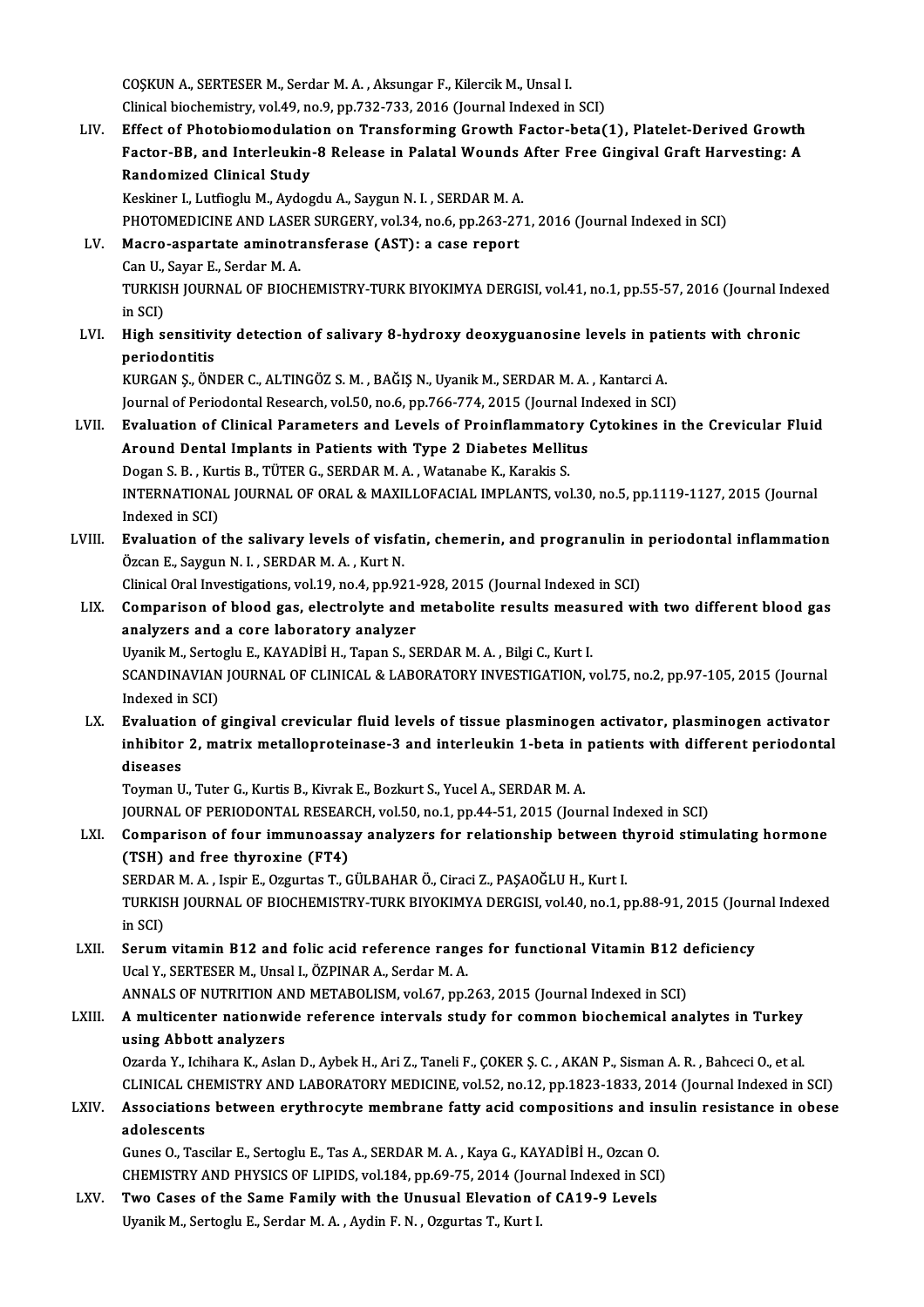COŞKUN A., SERTESER M., Serdar M. A. , Aksungar F., Kilercik M., Unsal I.
Clinical biochemistry, vol.49, no.9, pp.732-733, 2016 (Journal Indexed in SCI)

LIV. **Effect of Photobiomodulation on Transforming Growth Factor-beta(1), Platelet-Derived Growth Factor-BB, and Interleukin-8 Release in Palatal Wounds After Free Gingival Graft Harvesting: A Randomized Clinical Study**
Keskiner I., Lutfioglu M., Aydogdu A., Saygun N. I. , SERDAR M. A.
PHOTOMEDICINE AND LASER SURGERY, vol.34, no.6, pp.263-271, 2016 (Journal Indexed in SCI)

LV. **Macro-aspartate aminotransferase (AST): a case report**
Can U., Sayar E., Serdar M. A.
TURKISH JOURNAL OF BIOCHEMISTRY-TURK BIYOKIMYA DERGISI, vol.41, no.1, pp.55-57, 2016 (Journal Indexed in SCI)

LVI. **High sensitivity detection of salivary 8-hydroxy deoxyguanosine levels in patients with chronic periodontitis**
KURGAN Ş., ÖNDER C., ALTINGÖZ S. M. , BAĞIŞ N., Uyanik M., SERDAR M. A. , Kantarci A.
Journal of Periodontal Research, vol.50, no.6, pp.766-774, 2015 (Journal Indexed in SCI)

LVII. **Evaluation of Clinical Parameters and Levels of Proinflammatory Cytokines in the Crevicular Fluid Around Dental Implants in Patients with Type 2 Diabetes Mellitus**
Dogan S. B. , Kurtis B., TÜTER G., SERDAR M. A. , Watanabe K., Karakis S.
INTERNATIONAL JOURNAL OF ORAL & MAXILLOFACIAL IMPLANTS, vol.30, no.5, pp.1119-1127, 2015 (Journal Indexed in SCI)

LVIII. **Evaluation of the salivary levels of visfatin, chemerin, and progranulin in periodontal inflammation**
Özcan E., Saygun N. I. , SERDAR M. A. , Kurt N.
Clinical Oral Investigations, vol.19, no.4, pp.921-928, 2015 (Journal Indexed in SCI)

LIX. **Comparison of blood gas, electrolyte and metabolite results measured with two different blood gas analyzers and a core laboratory analyzer**
Uyanik M., Sertoglu E., KAYADİBİ H., Tapan S., SERDAR M. A. , Bilgi C., Kurt I.
SCANDINAVIAN JOURNAL OF CLINICAL & LABORATORY INVESTIGATION, vol.75, no.2, pp.97-105, 2015 (Journal Indexed in SCI)

LX. **Evaluation of gingival crevicular fluid levels of tissue plasminogen activator, plasminogen activator inhibitor 2, matrix metalloproteinase-3 and interleukin 1-beta in patients with different periodontal diseases**
Toyman U., Tuter G., Kurtis B., Kivrak E., Bozkurt S., Yucel A., SERDAR M. A.
JOURNAL OF PERIODONTAL RESEARCH, vol.50, no.1, pp.44-51, 2015 (Journal Indexed in SCI)

LXI. **Comparison of four immunoassay analyzers for relationship between thyroid stimulating hormone (TSH) and free thyroxine (FT4)**
SERDAR M. A. , Ispir E., Ozgurtas T., GÜLBAHAR Ö., Ciraci Z., PAŞAOĞLU H., Kurt I.
TURKISH JOURNAL OF BIOCHEMISTRY-TURK BIYOKIMYA DERGISI, vol.40, no.1, pp.88-91, 2015 (Journal Indexed in SCI)

LXII. **Serum vitamin B12 and folic acid reference ranges for functional Vitamin B12 deficiency**
Ucal Y., SERTESER M., Unsal I., ÖZPINAR A., Serdar M. A.
ANNALS OF NUTRITION AND METABOLISM, vol.67, pp.263, 2015 (Journal Indexed in SCI)

LXIII. **A multicenter nationwide reference intervals study for common biochemical analytes in Turkey using Abbott analyzers**
Ozarda Y., Ichihara K., Aslan D., Aybek H., Ari Z., Taneli F., ÇOKER Ş. C. , AKAN P., Sisman A. R. , Bahceci O., et al.
CLINICAL CHEMISTRY AND LABORATORY MEDICINE, vol.52, no.12, pp.1823-1833, 2014 (Journal Indexed in SCI)

LXIV. **Associations between erythrocyte membrane fatty acid compositions and insulin resistance in obese adolescents**
Gunes O., Tascilar E., Sertoglu E., Tas A., SERDAR M. A. , Kaya G., KAYADİBİ H., Ozcan O.
CHEMISTRY AND PHYSICS OF LIPIDS, vol.184, pp.69-75, 2014 (Journal Indexed in SCI)

LXV. **Two Cases of the Same Family with the Unusual Elevation of CA19-9 Levels**
Uyanik M., Sertoglu E., Serdar M. A. , Aydin F. N. , Ozgurtas T., Kurt I.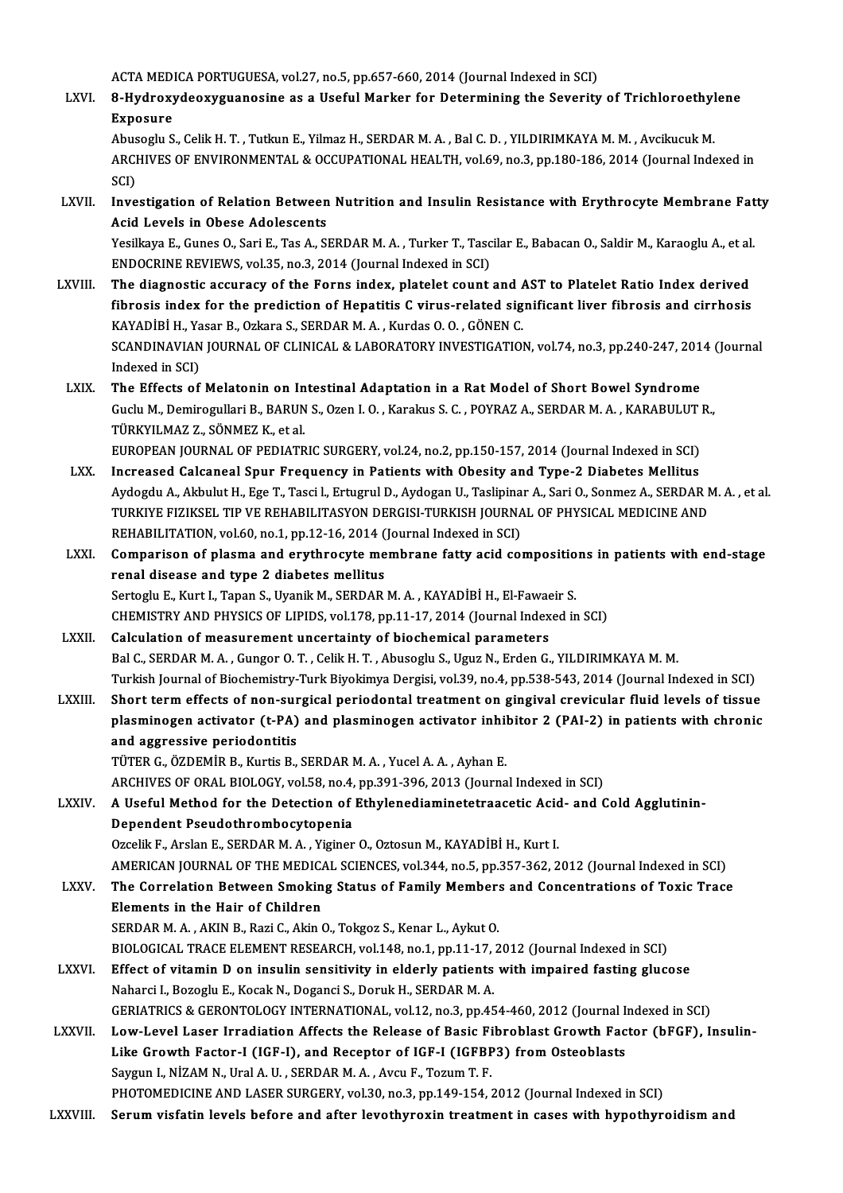ACTA MEDICA PORTUGUESA, vol.27, no.5, pp.657-660, 2014 (Journal Indexed in SCI)

LXVI. **8-Hydroxydeoxyguanosine as a Useful Marker for Determining the Severity of Trichloroethylene Exposure**
Abusoglu S., Celik H. T. , Tutkun E., Yilmaz H., SERDAR M. A. , Bal C. D. , YILDIRIMKAYA M. M. , Avcikucuk M.
ARCHIVES OF ENVIRONMENTAL & OCCUPATIONAL HEALTH, vol.69, no.3, pp.180-186, 2014 (Journal Indexed in SCI)

LXVII. **Investigation of Relation Between Nutrition and Insulin Resistance with Erythrocyte Membrane Fatty Acid Levels in Obese Adolescents**
Yesilkaya E., Gunes O., Sari E., Tas A., SERDAR M. A. , Turker T., Tascilar E., Babacan O., Saldir M., Karaoglu A., et al.
ENDOCRINE REVIEWS, vol.35, no.3, 2014 (Journal Indexed in SCI)

LXVIII. **The diagnostic accuracy of the Forns index, platelet count and AST to Platelet Ratio Index derived fibrosis index for the prediction of Hepatitis C virus-related significant liver fibrosis and cirrhosis**
KAYADİBİ H., Yasar B., Ozkara S., SERDAR M. A. , Kurdas O. O. , GÖNEN C.
SCANDINAVIAN JOURNAL OF CLINICAL & LABORATORY INVESTIGATION, vol.74, no.3, pp.240-247, 2014 (Journal Indexed in SCI)

LXIX. **The Effects of Melatonin on Intestinal Adaptation in a Rat Model of Short Bowel Syndrome**
Guclu M., Demirogullari B., BARUN S., Ozen I. O. , Karakus S. C. , POYRAZ A., SERDAR M. A. , KARABULUT R., TÜRKYILMAZ Z., SÖNMEZ K., et al.
EUROPEAN JOURNAL OF PEDIATRIC SURGERY, vol.24, no.2, pp.150-157, 2014 (Journal Indexed in SCI)

LXX. **Increased Calcaneal Spur Frequency in Patients with Obesity and Type-2 Diabetes Mellitus**
Aydogdu A., Akbulut H., Ege T., Tasci I., Ertugrul D., Aydogan U., Taslipinar A., Sari O., Sonmez A., SERDAR M. A. , et al.
TURKIYE FIZIKSEL TIP VE REHABILITASYON DERGISI-TURKISH JOURNAL OF PHYSICAL MEDICINE AND REHABILITATION, vol.60, no.1, pp.12-16, 2014 (Journal Indexed in SCI)

LXXI. **Comparison of plasma and erythrocyte membrane fatty acid compositions in patients with end-stage renal disease and type 2 diabetes mellitus**
Sertoglu E., Kurt I., Tapan S., Uyanik M., SERDAR M. A. , KAYADİBİ H., El-Fawaeir S.
CHEMISTRY AND PHYSICS OF LIPIDS, vol.178, pp.11-17, 2014 (Journal Indexed in SCI)

LXXII. **Calculation of measurement uncertainty of biochemical parameters**
Bal C., SERDAR M. A. , Gungor O. T. , Celik H. T. , Abusoglu S., Uguz N., Erden G., YILDIRIMKAYA M. M.
Turkish Journal of Biochemistry-Turk Biyokimya Dergisi, vol.39, no.4, pp.538-543, 2014 (Journal Indexed in SCI)

LXXIII. **Short term effects of non-surgical periodontal treatment on gingival crevicular fluid levels of tissue plasminogen activator (t-PA) and plasminogen activator inhibitor 2 (PAI-2) in patients with chronic and aggressive periodontitis**
TÜTER G., ÖZDEMİR B., Kurtis B., SERDAR M. A. , Yucel A. A. , Ayhan E.
ARCHIVES OF ORAL BIOLOGY, vol.58, no.4, pp.391-396, 2013 (Journal Indexed in SCI)

LXXIV. **A Useful Method for the Detection of Ethylenediaminetetraacetic Acid- and Cold Agglutinin-Dependent Pseudothrombocytopenia**
Ozcelik F., Arslan E., SERDAR M. A. , Yiginer O., Oztosun M., KAYADİBİ H., Kurt I.
AMERICAN JOURNAL OF THE MEDICAL SCIENCES, vol.344, no.5, pp.357-362, 2012 (Journal Indexed in SCI)

LXXV. **The Correlation Between Smoking Status of Family Members and Concentrations of Toxic Trace Elements in the Hair of Children**
SERDAR M. A. , AKIN B., Razi C., Akin O., Tokgoz S., Kenar L., Aykut O.
BIOLOGICAL TRACE ELEMENT RESEARCH, vol.148, no.1, pp.11-17, 2012 (Journal Indexed in SCI)

LXXVI. **Effect of vitamin D on insulin sensitivity in elderly patients with impaired fasting glucose**
Naharci I., Bozoglu E., Kocak N., Doganci S., Doruk H., SERDAR M. A.
GERIATRICS & GERONTOLOGY INTERNATIONAL, vol.12, no.3, pp.454-460, 2012 (Journal Indexed in SCI)

LXXVII. **Low-Level Laser Irradiation Affects the Release of Basic Fibroblast Growth Factor (bFGF), Insulin-Like Growth Factor-I (IGF-I), and Receptor of IGF-I (IGFBP3) from Osteoblasts**
Saygun I., NİZAM N., Ural A. U. , SERDAR M. A. , Avcu F., Tozum T. F.
PHOTOMEDICINE AND LASER SURGERY, vol.30, no.3, pp.149-154, 2012 (Journal Indexed in SCI)

LXXVIII. **Serum visfatin levels before and after levothyroxin treatment in cases with hypothyroidism and**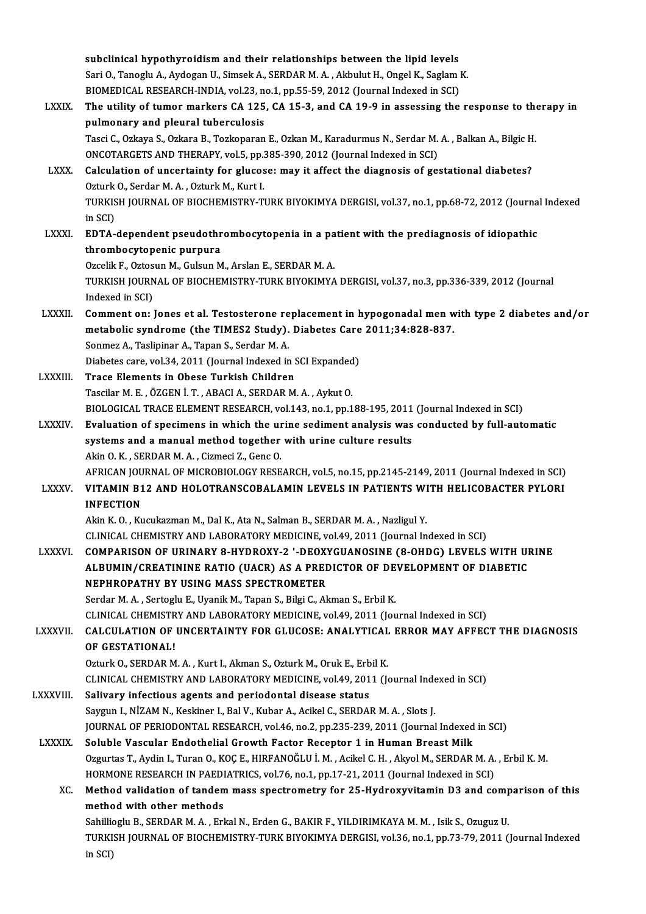subclinical hypothyroidism and their relationships between the lipid levels
Sari O., Tanoglu A., Aydogan U., Simsek A., SERDAR M. A. , Akbulut H., Ongel K., Saglam K.
BIOMEDICAL RESEARCH-INDIA, vol.23, no.1, pp.55-59, 2012 (Journal Indexed in SCI)

LXXIX. **The utility of tumor markers CA 125, CA 15-3, and CA 19-9 in assessing the response to therapy in pulmonary and pleural tuberculosis**
Tasci C., Ozkaya S., Ozkara B., Tozkoparan E., Ozkan M., Karadurmus N., Serdar M. A. , Balkan A., Bilgic H.
ONCOTARGETS AND THERAPY, vol.5, pp.385-390, 2012 (Journal Indexed in SCI)

LXXX. **Calculation of uncertainty for glucose: may it affect the diagnosis of gestational diabetes?**
Ozturk O., Serdar M. A. , Ozturk M., Kurt I.
TURKISH JOURNAL OF BIOCHEMISTRY-TURK BIYOKIMYA DERGISI, vol.37, no.1, pp.68-72, 2012 (Journal Indexed in SCI)

LXXXI. **EDTA-dependent pseudothrombocytopenia in a patient with the prediagnosis of idiopathic thrombocytopenic purpura**
Ozcelik F., Oztosun M., Gulsun M., Arslan E., SERDAR M. A.
TURKISH JOURNAL OF BIOCHEMISTRY-TURK BIYOKIMYA DERGISI, vol.37, no.3, pp.336-339, 2012 (Journal Indexed in SCI)

LXXXII. **Comment on: Jones et al. Testosterone replacement in hypogonadal men with type 2 diabetes and/or metabolic syndrome (the TIMES2 Study). Diabetes Care 2011;34:828-837.**
Sonmez A., Taslipinar A., Tapan S., Serdar M. A.
Diabetes care, vol.34, 2011 (Journal Indexed in SCI Expanded)

LXXXIII. **Trace Elements in Obese Turkish Children**
Tascilar M. E. , ÖZGEN İ. T. , ABACI A., SERDAR M. A. , Aykut O.
BIOLOGICAL TRACE ELEMENT RESEARCH, vol.143, no.1, pp.188-195, 2011 (Journal Indexed in SCI)

LXXXIV. **Evaluation of specimens in which the urine sediment analysis was conducted by full-automatic systems and a manual method together with urine culture results**
Akin O. K. , SERDAR M. A. , Cizmeci Z., Genc O.
AFRICAN JOURNAL OF MICROBIOLOGY RESEARCH, vol.5, no.15, pp.2145-2149, 2011 (Journal Indexed in SCI)

LXXXV. **VITAMIN B12 AND HOLOTRANSCOBALAMIN LEVELS IN PATIENTS WITH HELICOBACTER PYLORI INFECTION**
Akin K. O. , Kucukazman M., Dal K., Ata N., Salman B., SERDAR M. A. , Nazligul Y.
CLINICAL CHEMISTRY AND LABORATORY MEDICINE, vol.49, 2011 (Journal Indexed in SCI)

LXXXVI. **COMPARISON OF URINARY 8-HYDROXY-2 '-DEOXYGUANOSINE (8-OHDG) LEVELS WITH URINE ALBUMIN/CREATININE RATIO (UACR) AS A PREDICTOR OF DEVELOPMENT OF DIABETIC NEPHROPATHY BY USING MASS SPECTROMETER**
Serdar M. A. , Sertoglu E., Uyanik M., Tapan S., Bilgi C., Akman S., Erbil K.
CLINICAL CHEMISTRY AND LABORATORY MEDICINE, vol.49, 2011 (Journal Indexed in SCI)

LXXXVII. **CALCULATION OF UNCERTAINTY FOR GLUCOSE: ANALYTICAL ERROR MAY AFFECT THE DIAGNOSIS OF GESTATIONAL!**
Ozturk O., SERDAR M. A. , Kurt I., Akman S., Ozturk M., Oruk E., Erbil K.
CLINICAL CHEMISTRY AND LABORATORY MEDICINE, vol.49, 2011 (Journal Indexed in SCI)

LXXXVIII. **Salivary infectious agents and periodontal disease status**
Saygun I., NİZAM N., Keskiner I., Bal V., Kubar A., Acikel C., SERDAR M. A. , Slots J.
JOURNAL OF PERIODONTAL RESEARCH, vol.46, no.2, pp.235-239, 2011 (Journal Indexed in SCI)

LXXXIX. **Soluble Vascular Endothelial Growth Factor Receptor 1 in Human Breast Milk**
Ozgurtas T., Aydin I., Turan O., KOÇ E., HIRFANOĞLU İ. M. , Acikel C. H. , Akyol M., SERDAR M. A. , Erbil K. M.
HORMONE RESEARCH IN PAEDIATRICS, vol.76, no.1, pp.17-21, 2011 (Journal Indexed in SCI)

XC. **Method validation of tandem mass spectrometry for 25-Hydroxyvitamin D3 and comparison of this method with other methods**
Sahillioglu B., SERDAR M. A. , Erkal N., Erden G., BAKIR F., YILDIRIMKAYA M. M. , Isik S., Ozuguz U.
TURKISH JOURNAL OF BIOCHEMISTRY-TURK BIYOKIMYA DERGISI, vol.36, no.1, pp.73-79, 2011 (Journal Indexed in SCI)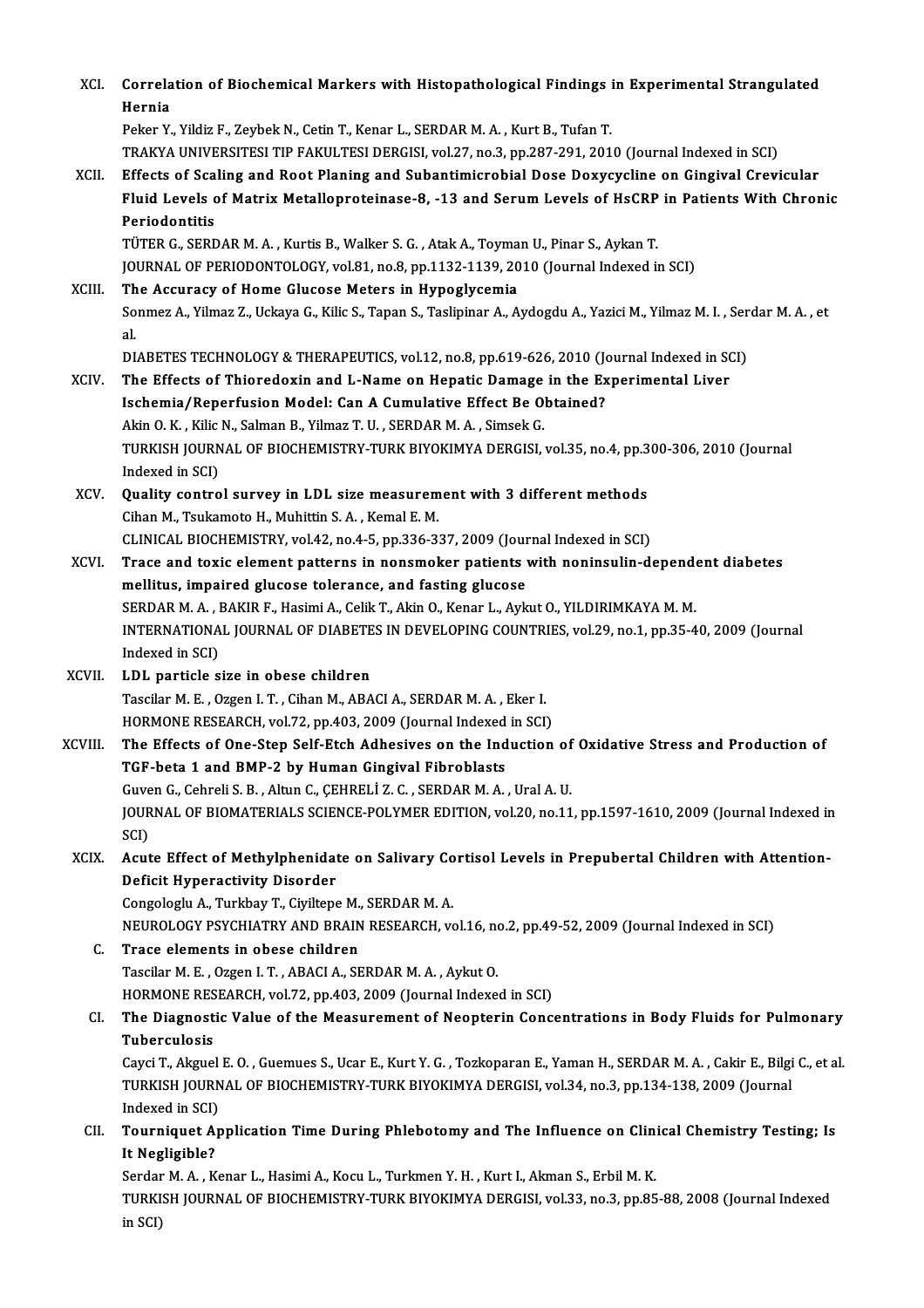XCI. **Correlation of Biochemical Markers with Histopathological Findings in Experimental Strangulated Hernia**
Peker Y., Yildiz F., Zeybek N., Cetin T., Kenar L., SERDAR M. A. , Kurt B., Tufan T.
TRAKYA UNIVERSITESI TIP FAKULTESI DERGISI, vol.27, no.3, pp.287-291, 2010 (Journal Indexed in SCI)

XCII. **Effects of Scaling and Root Planing and Subantimicrobial Dose Doxycycline on Gingival Crevicular Fluid Levels of Matrix Metalloproteinase-8, -13 and Serum Levels of HsCRP in Patients With Chronic Periodontitis**
TÜTER G., SERDAR M. A. , Kurtis B., Walker S. G. , Atak A., Toyman U., Pinar S., Aykan T.
JOURNAL OF PERIODONTOLOGY, vol.81, no.8, pp.1132-1139, 2010 (Journal Indexed in SCI)

XCIII. **The Accuracy of Home Glucose Meters in Hypoglycemia**
Sonmez A., Yilmaz Z., Uckaya G., Kilic S., Tapan S., Taslipinar A., Aydogdu A., Yazici M., Yilmaz M. I. , Serdar M. A. , et al.
DIABETES TECHNOLOGY & THERAPEUTICS, vol.12, no.8, pp.619-626, 2010 (Journal Indexed in SCI)

XCIV. **The Effects of Thioredoxin and L-Name on Hepatic Damage in the Experimental Liver Ischemia/Reperfusion Model: Can A Cumulative Effect Be Obtained?**
Akin O. K. , Kilic N., Salman B., Yilmaz T. U. , SERDAR M. A. , Simsek G.
TURKISH JOURNAL OF BIOCHEMISTRY-TURK BIYOKIMYA DERGISI, vol.35, no.4, pp.300-306, 2010 (Journal Indexed in SCI)

XCV. **Quality control survey in LDL size measurement with 3 different methods**
Cihan M., Tsukamoto H., Muhittin S. A. , Kemal E. M.
CLINICAL BIOCHEMISTRY, vol.42, no.4-5, pp.336-337, 2009 (Journal Indexed in SCI)

XCVI. **Trace and toxic element patterns in nonsmoker patients with noninsulin-dependent diabetes mellitus, impaired glucose tolerance, and fasting glucose**
SERDAR M. A. , BAKIR F., Hasimi A., Celik T., Akin O., Kenar L., Aykut O., YILDIRIMKAYA M. M.
INTERNATIONAL JOURNAL OF DIABETES IN DEVELOPING COUNTRIES, vol.29, no.1, pp.35-40, 2009 (Journal Indexed in SCI)

XCVII. **LDL particle size in obese children**
Tascilar M. E. , Ozgen I. T. , Cihan M., ABACI A., SERDAR M. A. , Eker I.
HORMONE RESEARCH, vol.72, pp.403, 2009 (Journal Indexed in SCI)

XCVIII. **The Effects of One-Step Self-Etch Adhesives on the Induction of Oxidative Stress and Production of TGF-beta 1 and BMP-2 by Human Gingival Fibroblasts**
Guven G., Cehreli S. B. , Altun C., ÇEHRELİ Z. C. , SERDAR M. A. , Ural A. U.
JOURNAL OF BIOMATERIALS SCIENCE-POLYMER EDITION, vol.20, no.11, pp.1597-1610, 2009 (Journal Indexed in SCI)

XCIX. **Acute Effect of Methylphenidate on Salivary Cortisol Levels in Prepubertal Children with Attention-Deficit Hyperactivity Disorder**
Congologlu A., Turkbay T., Ciyiltepe M., SERDAR M. A.
NEUROLOGY PSYCHIATRY AND BRAIN RESEARCH, vol.16, no.2, pp.49-52, 2009 (Journal Indexed in SCI)

C. **Trace elements in obese children**
Tascilar M. E. , Ozgen I. T. , ABACI A., SERDAR M. A. , Aykut O.
HORMONE RESEARCH, vol.72, pp.403, 2009 (Journal Indexed in SCI)

CI. **The Diagnostic Value of the Measurement of Neopterin Concentrations in Body Fluids for Pulmonary Tuberculosis**
Cayci T., Akguel E. O. , Guemues S., Ucar E., Kurt Y. G. , Tozkoparan E., Yaman H., SERDAR M. A. , Cakir E., Bilgi C., et al.
TURKISH JOURNAL OF BIOCHEMISTRY-TURK BIYOKIMYA DERGISI, vol.34, no.3, pp.134-138, 2009 (Journal Indexed in SCI)

CII. **Tourniquet Application Time During Phlebotomy and The Influence on Clinical Chemistry Testing; Is It Negligible?**
Serdar M. A. , Kenar L., Hasimi A., Kocu L., Turkmen Y. H. , Kurt I., Akman S., Erbil M. K.
TURKISH JOURNAL OF BIOCHEMISTRY-TURK BIYOKIMYA DERGISI, vol.33, no.3, pp.85-88, 2008 (Journal Indexed in SCI)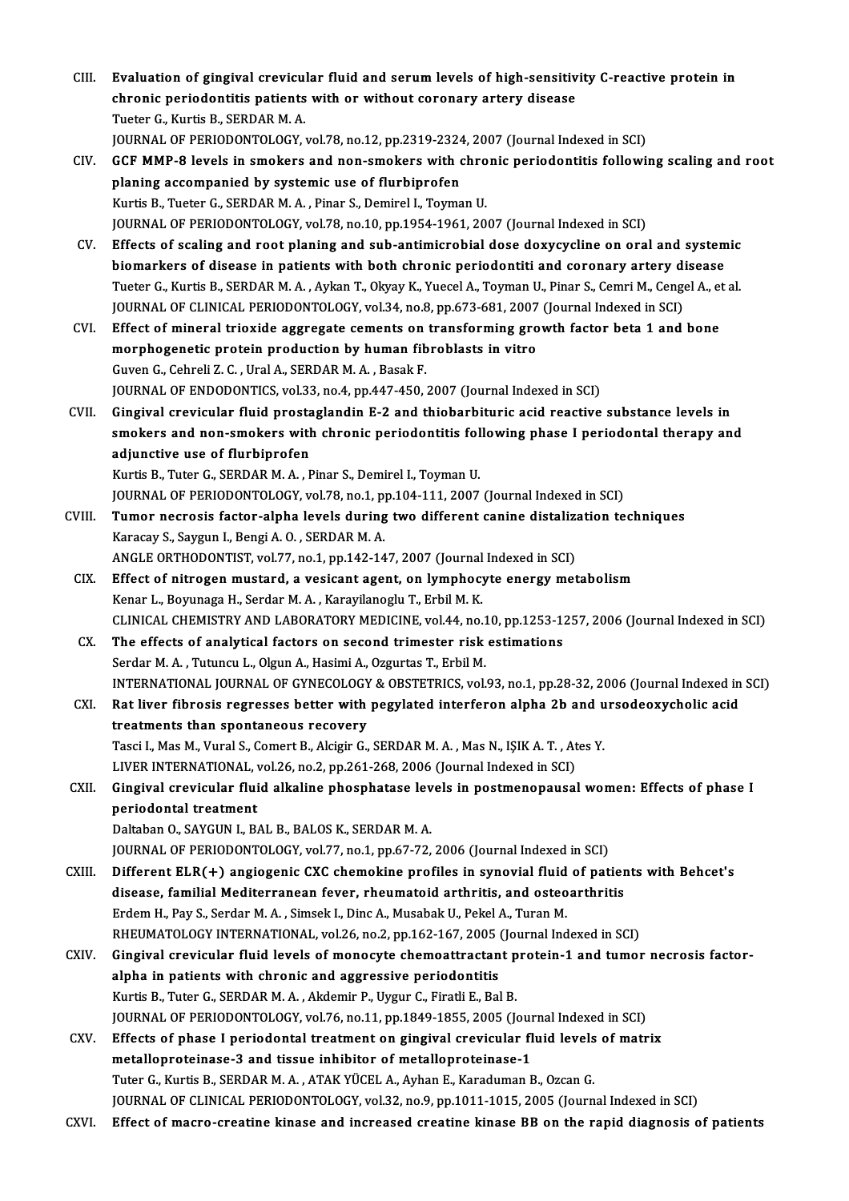CIII. **Evaluation of gingival crevicular fluid and serum levels of high-sensitivity C-reactive protein in chronic periodontitis patients with or without coronary artery disease**
Tueter G., Kurtis B., SERDAR M. A.
JOURNAL OF PERIODONTOLOGY, vol.78, no.12, pp.2319-2324, 2007 (Journal Indexed in SCI)

CIV. **GCF MMP-8 levels in smokers and non-smokers with chronic periodontitis following scaling and root planing accompanied by systemic use of flurbiprofen**
Kurtis B., Tueter G., SERDAR M. A. , Pinar S., Demirel I., Toyman U.
JOURNAL OF PERIODONTOLOGY, vol.78, no.10, pp.1954-1961, 2007 (Journal Indexed in SCI)

CV. **Effects of scaling and root planing and sub-antimicrobial dose doxycycline on oral and systemic biomarkers of disease in patients with both chronic periodontiti and coronary artery disease**
Tueter G., Kurtis B., SERDAR M. A. , Aykan T., Okyay K., Yuecel A., Toyman U., Pinar S., Cemri M., Cengel A., et al.
JOURNAL OF CLINICAL PERIODONTOLOGY, vol.34, no.8, pp.673-681, 2007 (Journal Indexed in SCI)

CVI. **Effect of mineral trioxide aggregate cements on transforming growth factor beta 1 and bone morphogenetic protein production by human fibroblasts in vitro**
Guven G., Cehreli Z. C. , Ural A., SERDAR M. A. , Basak F.
JOURNAL OF ENDODONTICS, vol.33, no.4, pp.447-450, 2007 (Journal Indexed in SCI)

CVII. **Gingival crevicular fluid prostaglandin E-2 and thiobarbituric acid reactive substance levels in smokers and non-smokers with chronic periodontitis following phase I periodontal therapy and adjunctive use of flurbiprofen**
Kurtis B., Tuter G., SERDAR M. A. , Pinar S., Demirel I., Toyman U.
JOURNAL OF PERIODONTOLOGY, vol.78, no.1, pp.104-111, 2007 (Journal Indexed in SCI)

CVIII. **Tumor necrosis factor-alpha levels during two different canine distalization techniques**
Karacay S., Saygun I., Bengi A. O. , SERDAR M. A.
ANGLE ORTHODONTIST, vol.77, no.1, pp.142-147, 2007 (Journal Indexed in SCI)

CIX. **Effect of nitrogen mustard, a vesicant agent, on lymphocyte energy metabolism**
Kenar L., Boyunaga H., Serdar M. A. , Karayilanoglu T., Erbil M. K.
CLINICAL CHEMISTRY AND LABORATORY MEDICINE, vol.44, no.10, pp.1253-1257, 2006 (Journal Indexed in SCI)

CX. **The effects of analytical factors on second trimester risk estimations**
Serdar M. A. , Tutuncu L., Olgun A., Hasimi A., Ozgurtas T., Erbil M.
INTERNATIONAL JOURNAL OF GYNECOLOGY & OBSTETRICS, vol.93, no.1, pp.28-32, 2006 (Journal Indexed in SCI)

CXI. **Rat liver fibrosis regresses better with pegylated interferon alpha 2b and ursodeoxycholic acid treatments than spontaneous recovery**
Tasci I., Mas M., Vural S., Comert B., Alcigir G., SERDAR M. A. , Mas N., IŞIK A. T. , Ates Y.
LIVER INTERNATIONAL, vol.26, no.2, pp.261-268, 2006 (Journal Indexed in SCI)

CXII. **Gingival crevicular fluid alkaline phosphatase levels in postmenopausal women: Effects of phase I periodontal treatment**
Daltaban O., SAYGUN I., BAL B., BALOS K., SERDAR M. A.
JOURNAL OF PERIODONTOLOGY, vol.77, no.1, pp.67-72, 2006 (Journal Indexed in SCI)

CXIII. **Different ELR(+) angiogenic CXC chemokine profiles in synovial fluid of patients with Behcet's disease, familial Mediterranean fever, rheumatoid arthritis, and osteoarthritis**
Erdem H., Pay S., Serdar M. A. , Simsek I., Dinc A., Musabak U., Pekel A., Turan M.
RHEUMATOLOGY INTERNATIONAL, vol.26, no.2, pp.162-167, 2005 (Journal Indexed in SCI)

CXIV. **Gingival crevicular fluid levels of monocyte chemoattractant protein-1 and tumor necrosis factor-alpha in patients with chronic and aggressive periodontitis**
Kurtis B., Tuter G., SERDAR M. A. , Akdemir P., Uygur C., Firatli E., Bal B.
JOURNAL OF PERIODONTOLOGY, vol.76, no.11, pp.1849-1855, 2005 (Journal Indexed in SCI)

CXV. **Effects of phase I periodontal treatment on gingival crevicular fluid levels of matrix metalloproteinase-3 and tissue inhibitor of metalloproteinase-1**
Tuter G., Kurtis B., SERDAR M. A. , ATAK YÜCEL A., Ayhan E., Karaduman B., Ozcan G.
JOURNAL OF CLINICAL PERIODONTOLOGY, vol.32, no.9, pp.1011-1015, 2005 (Journal Indexed in SCI)

CXVI. **Effect of macro-creatine kinase and increased creatine kinase BB on the rapid diagnosis of patients**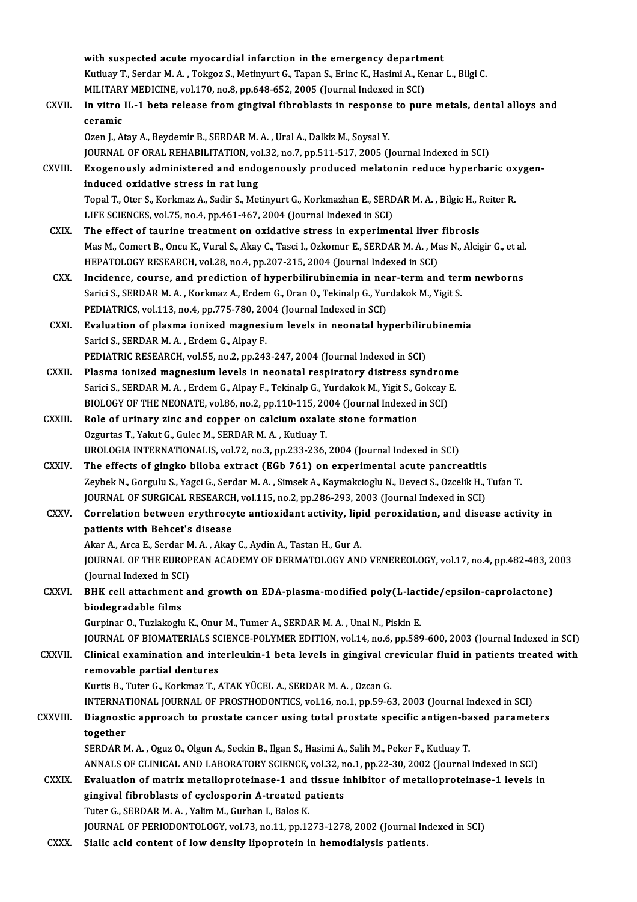with suspected acute myocardial infarction in the emergency department
Kutluay T., Serdar M. A. , Tokgoz S., Metinyurt G., Tapan S., Erinc K., Hasimi A., Kenar L., Bilgi C.
MILITARY MEDICINE, vol.170, no.8, pp.648-652, 2005 (Journal Indexed in SCI)

CXVII. **In vitro IL-1 beta release from gingival fibroblasts in response to pure metals, dental alloys and ceramic**
Ozen J., Atay A., Beydemir B., SERDAR M. A. , Ural A., Dalkiz M., Soysal Y.
JOURNAL OF ORAL REHABILITATION, vol.32, no.7, pp.511-517, 2005 (Journal Indexed in SCI)

CXVIII. **Exogenously administered and endogenously produced melatonin reduce hyperbaric oxygen-induced oxidative stress in rat lung**
Topal T., Oter S., Korkmaz A., Sadir S., Metinyurt G., Korkmazhan E., SERDAR M. A. , Bilgic H., Reiter R.
LIFE SCIENCES, vol.75, no.4, pp.461-467, 2004 (Journal Indexed in SCI)

CXIX. **The effect of taurine treatment on oxidative stress in experimental liver fibrosis**
Mas M., Comert B., Oncu K., Vural S., Akay C., Tasci I., Ozkomur E., SERDAR M. A. , Mas N., Alcigir G., et al.
HEPATOLOGY RESEARCH, vol.28, no.4, pp.207-215, 2004 (Journal Indexed in SCI)

CXX. **Incidence, course, and prediction of hyperbilirubinemia in near-term and term newborns**
Sarici S., SERDAR M. A. , Korkmaz A., Erdem G., Oran O., Tekinalp G., Yurdakok M., Yigit S.
PEDIATRICS, vol.113, no.4, pp.775-780, 2004 (Journal Indexed in SCI)

CXXI. **Evaluation of plasma ionized magnesium levels in neonatal hyperbilirubinemia**
Sarici S., SERDAR M. A. , Erdem G., Alpay F.
PEDIATRIC RESEARCH, vol.55, no.2, pp.243-247, 2004 (Journal Indexed in SCI)

CXXII. **Plasma ionized magnesium levels in neonatal respiratory distress syndrome**
Sarici S., SERDAR M. A. , Erdem G., Alpay F., Tekinalp G., Yurdakok M., Yigit S., Gokcay E.
BIOLOGY OF THE NEONATE, vol.86, no.2, pp.110-115, 2004 (Journal Indexed in SCI)

CXXIII. **Role of urinary zinc and copper on calcium oxalate stone formation**
Ozgurtas T., Yakut G., Gulec M., SERDAR M. A. , Kutluay T.
UROLOGIA INTERNATIONALIS, vol.72, no.3, pp.233-236, 2004 (Journal Indexed in SCI)

CXXIV. **The effects of gingko biloba extract (EGb 761) on experimental acute pancreatitis**
Zeybek N., Gorgulu S., Yagci G., Serdar M. A. , Simsek A., Kaymakcioglu N., Deveci S., Ozcelik H., Tufan T.
JOURNAL OF SURGICAL RESEARCH, vol.115, no.2, pp.286-293, 2003 (Journal Indexed in SCI)

CXXV. **Correlation between erythrocyte antioxidant activity, lipid peroxidation, and disease activity in patients with Behcet's disease**
Akar A., Arca E., Serdar M. A. , Akay C., Aydin A., Tastan H., Gur A.
JOURNAL OF THE EUROPEAN ACADEMY OF DERMATOLOGY AND VENEREOLOGY, vol.17, no.4, pp.482-483, 2003 (Journal Indexed in SCI)

CXXVI. **BHK cell attachment and growth on EDA-plasma-modified poly(L-lactide/epsilon-caprolactone) biodegradable films**
Gurpinar O., Tuzlakoglu K., Onur M., Tumer A., SERDAR M. A. , Unal N., Piskin E.
JOURNAL OF BIOMATERIALS SCIENCE-POLYMER EDITION, vol.14, no.6, pp.589-600, 2003 (Journal Indexed in SCI)

CXXVII. **Clinical examination and interleukin-1 beta levels in gingival crevicular fluid in patients treated with removable partial dentures**
Kurtis B., Tuter G., Korkmaz T., ATAK YÜCEL A., SERDAR M. A. , Ozcan G.
INTERNATIONAL JOURNAL OF PROSTHODONTICS, vol.16, no.1, pp.59-63, 2003 (Journal Indexed in SCI)

CXXVIII. **Diagnostic approach to prostate cancer using total prostate specific antigen-based parameters together**
SERDAR M. A. , Oguz O., Olgun A., Seckin B., Ilgan S., Hasimi A., Salih M., Peker F., Kutluay T.
ANNALS OF CLINICAL AND LABORATORY SCIENCE, vol.32, no.1, pp.22-30, 2002 (Journal Indexed in SCI)

CXXIX. **Evaluation of matrix metalloproteinase-1 and tissue inhibitor of metalloproteinase-1 levels in gingival fibroblasts of cyclosporin A-treated patients**
Tuter G., SERDAR M. A. , Yalim M., Gurhan I., Balos K.
JOURNAL OF PERIODONTOLOGY, vol.73, no.11, pp.1273-1278, 2002 (Journal Indexed in SCI)

CXXX. **Sialic acid content of low density lipoprotein in hemodialysis patients.**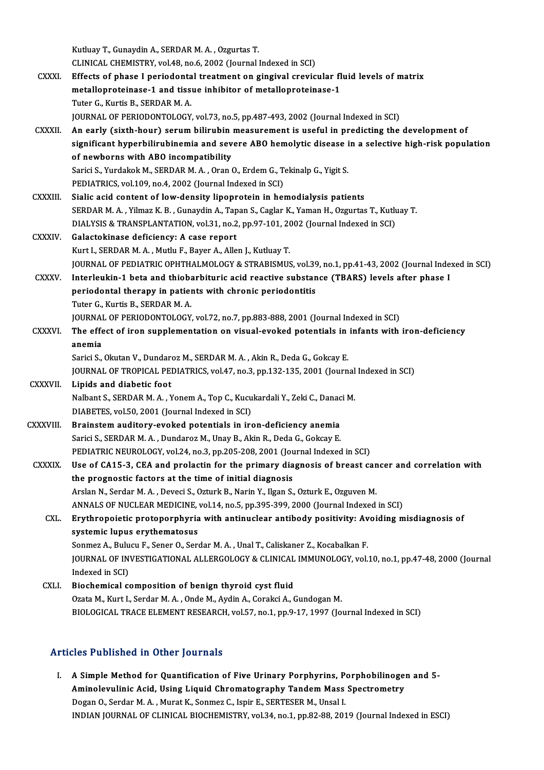Kutluay T., Gunaydin A., SERDAR M. A. , Ozgurtas T.
CLINICAL CHEMISTRY, vol.48, no.6, 2002 (Journal Indexed in SCI)

CXXXI. **Effects of phase I periodontal treatment on gingival crevicular fluid levels of matrix metalloproteinase-1 and tissue inhibitor of metalloproteinase-1**
Tuter G., Kurtis B., SERDAR M. A.
JOURNAL OF PERIODONTOLOGY, vol.73, no.5, pp.487-493, 2002 (Journal Indexed in SCI)

CXXXII. **An early (sixth-hour) serum bilirubin measurement is useful in predicting the development of significant hyperbilirubinemia and severe ABO hemolytic disease in a selective high-risk population of newborns with ABO incompatibility**
Sarici S., Yurdakok M., SERDAR M. A. , Oran O., Erdem G., Tekinalp G., Yigit S.
PEDIATRICS, vol.109, no.4, 2002 (Journal Indexed in SCI)

CXXXIII. **Sialic acid content of low-density lipoprotein in hemodialysis patients**
SERDAR M. A. , Yilmaz K. B. , Gunaydin A., Tapan S., Caglar K., Yaman H., Ozgurtas T., Kutluay T.
DIALYSIS & TRANSPLANTATION, vol.31, no.2, pp.97-101, 2002 (Journal Indexed in SCI)

CXXXIV. **Galactokinase deficiency: A case report**
Kurt I., SERDAR M. A. , Mutlu F., Bayer A., Allen J., Kutluay T.
JOURNAL OF PEDIATRIC OPHTHALMOLOGY & STRABISMUS, vol.39, no.1, pp.41-43, 2002 (Journal Indexed in SCI)

CXXXV. **Interleukin-1 beta and thiobarbituric acid reactive substance (TBARS) levels after phase I periodontal therapy in patients with chronic periodontitis**
Tuter G., Kurtis B., SERDAR M. A.
JOURNAL OF PERIODONTOLOGY, vol.72, no.7, pp.883-888, 2001 (Journal Indexed in SCI)

CXXXVI. **The effect of iron supplementation on visual-evoked potentials in infants with iron-deficiency anemia**
Sarici S., Okutan V., Dundaroz M., SERDAR M. A. , Akin R., Deda G., Gokcay E.
JOURNAL OF TROPICAL PEDIATRICS, vol.47, no.3, pp.132-135, 2001 (Journal Indexed in SCI)

CXXXVII. **Lipids and diabetic foot**
Nalbant S., SERDAR M. A. , Yonem A., Top C., Kucukardali Y., Zeki C., Danaci M.
DIABETES, vol.50, 2001 (Journal Indexed in SCI)

CXXXVIII. **Brainstem auditory-evoked potentials in iron-deficiency anemia**
Sarici S., SERDAR M. A. , Dundaroz M., Unay B., Akin R., Deda G., Gokcay E.
PEDIATRIC NEUROLOGY, vol.24, no.3, pp.205-208, 2001 (Journal Indexed in SCI)

CXXXIX. **Use of CA15-3, CEA and prolactin for the primary diagnosis of breast cancer and correlation with the prognostic factors at the time of initial diagnosis**
Arslan N., Serdar M. A. , Deveci S., Ozturk B., Narin Y., Ilgan S., Ozturk E., Ozguven M.
ANNALS OF NUCLEAR MEDICINE, vol.14, no.5, pp.395-399, 2000 (Journal Indexed in SCI)

CXL. **Erythropoietic protoporphyria with antinuclear antibody positivity: Avoiding misdiagnosis of systemic lupus erythematosus**
Sonmez A., Bulucu F., Sener O., Serdar M. A. , Unal T., Caliskaner Z., Kocabalkan F.
JOURNAL OF INVESTIGATIONAL ALLERGOLOGY & CLINICAL IMMUNOLOGY, vol.10, no.1, pp.47-48, 2000 (Journal Indexed in SCI)

CXLI. **Biochemical composition of benign thyroid cyst fluid**
Ozata M., Kurt I., Serdar M. A. , Onde M., Aydin A., Corakci A., Gundogan M.
BIOLOGICAL TRACE ELEMENT RESEARCH, vol.57, no.1, pp.9-17, 1997 (Journal Indexed in SCI)

## Articles Published in Other Journals

I. **A Simple Method for Quantification of Five Urinary Porphyrins, Porphobilinogen and 5-Aminolevulinic Acid, Using Liquid Chromatography Tandem Mass Spectrometry**
Dogan O., Serdar M. A. , Murat K., Sonmez C., Ispir E., SERTESER M., Unsal I.
INDIAN JOURNAL OF CLINICAL BIOCHEMISTRY, vol.34, no.1, pp.82-88, 2019 (Journal Indexed in ESCI)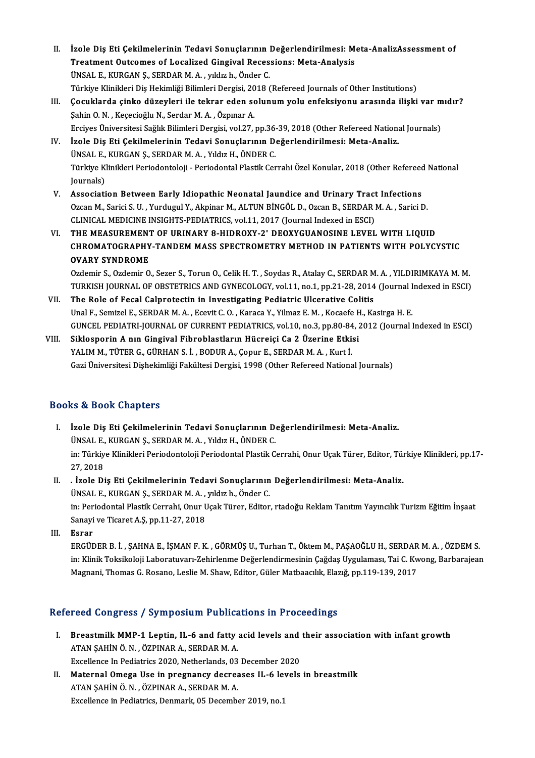II. **İzole Diş Eti Çekilmelerinin Tedavi Sonuçlarının Değerlendirilmesi: Meta-AnalizAssessment of Treatment Outcomes of Localized Gingival Recessions: Meta-Analysis**
ÜNSAL E., KURGAN Ş., SERDAR M. A. , yıldız h., Önder C.
Türkiye Klinikleri Diş Hekimliği Bilimleri Dergisi, 2018 (Refereed Journals of Other Institutions)

III. **Çocuklarda çinko düzeyleri ile tekrar eden solunum yolu enfeksiyonu arasında ilişki var mıdır?**
Şahin O. N. , Keçecioğlu N., Serdar M. A. , Özpınar A.
Erciyes Üniversitesi Sağlık Bilimleri Dergisi, vol.27, pp.36-39, 2018 (Other Refereed National Journals)

IV. **İzole Diş Eti Çekilmelerinin Tedavi Sonuçlarının Değerlendirilmesi: Meta-Analiz.**
ÜNSAL E., KURGAN Ş., SERDAR M. A. , Yıldız H., ÖNDER C.
Türkiye Klinikleri Periodontoloji - Periodontal Plastik Cerrahi Özel Konular, 2018 (Other Refereed National Journals)

V. **Association Between Early Idiopathic Neonatal Jaundice and Urinary Tract Infections**
Ozcan M., Sarici S. U. , Yurdugul Y., Akpinar M., ALTUN BİNGÖL D., Ozcan B., SERDAR M. A. , Sarici D.
CLINICAL MEDICINE INSIGHTS-PEDIATRICS, vol.11, 2017 (Journal Indexed in ESCI)

VI. **THE MEASUREMENT OF URINARY 8-HIDROXY-2' DEOXYGUANOSINE LEVEL WITH LIQUID CHROMATOGRAPHY-TANDEM MASS SPECTROMETRY METHOD IN PATIENTS WITH POLYCYSTIC OVARY SYNDROME**
Ozdemir S., Ozdemir O., Sezer S., Torun O., Celik H. T. , Soydas R., Atalay C., SERDAR M. A. , YILDIRIMKAYA M. M.
TURKISH JOURNAL OF OBSTETRICS AND GYNECOLOGY, vol.11, no.1, pp.21-28, 2014 (Journal Indexed in ESCI)

VII. **The Role of Fecal Calprotectin in Investigating Pediatric Ulcerative Colitis**
Unal F., Semizel E., SERDAR M. A. , Ecevit C. O. , Karaca Y., Yilmaz E. M. , Kocaefe H., Kasirga H. E.
GUNCEL PEDIATRI-JOURNAL OF CURRENT PEDIATRICS, vol.10, no.3, pp.80-84, 2012 (Journal Indexed in ESCI)

VIII. **Siklosporin A nın Gingival Fibroblastların Hücreiçi Ca 2 Üzerine Etkisi**
YALIM M., TÜTER G., GÜRHAN S. İ. , BODUR A., Çopur E., SERDAR M. A. , Kurt İ.
Gazi Üniversitesi Dişhekimliği Fakültesi Dergisi, 1998 (Other Refereed National Journals)

## Books & Book Chapters

I. **İzole Diş Eti Çekilmelerinin Tedavi Sonuçlarının Değerlendirilmesi: Meta-Analiz.**
ÜNSAL E., KURGAN Ş., SERDAR M. A. , Yıldız H., ÖNDER C.
in: Türkiye Klinikleri Periodontoloji Periodontal Plastik Cerrahi, Onur Uçak Türer, Editor, Türkiye Klinikleri, pp.17-27, 2018

II. **. İzole Diş Eti Çekilmelerinin Tedavi Sonuçlarının Değerlendirilmesi: Meta-Analiz.**
ÜNSAL E., KURGAN Ş., SERDAR M. A. , yıldız h., Önder C.
in: Periodontal Plastik Cerrahi, Onur Uçak Türer, Editor, rtadoğu Reklam Tanıtım Yayıncılık Turizm Eğitim İnşaat Sanayi ve Ticaret A.Ş, pp.11-27, 2018

III. **Esrar**
ERGÜDER B. İ. , ŞAHNA E., İŞMAN F. K. , GÖRMÜŞ U., Turhan T., Öktem M., PAŞAOĞLU H., SERDAR M. A. , ÖZDEM S.
in: Klinik Toksikoloji Laboratuvarı-Zehirlenme Değerlendirmesinin Çağdaş Uygulaması, Tai C. Kwong, Barbarajean Magnani, Thomas G. Rosano, Leslie M. Shaw, Editor, Güler Matbaacılık, Elazığ, pp.119-139, 2017

## Refereed Congress / Symposium Publications in Proceedings

I. **Breastmilk MMP-1 Leptin, IL-6 and fatty acid levels and their association with infant growth**
ATAN ŞAHİN Ö. N. , ÖZPINAR A., SERDAR M. A.
Excellence In Pediatrics 2020, Netherlands, 03 December 2020

II. **Maternal Omega Use in pregnancy decreases IL-6 levels in breastmilk**
ATAN ŞAHİN Ö. N. , ÖZPINAR A., SERDAR M. A.
Excellence in Pediatrics, Denmark, 05 December 2019, no.1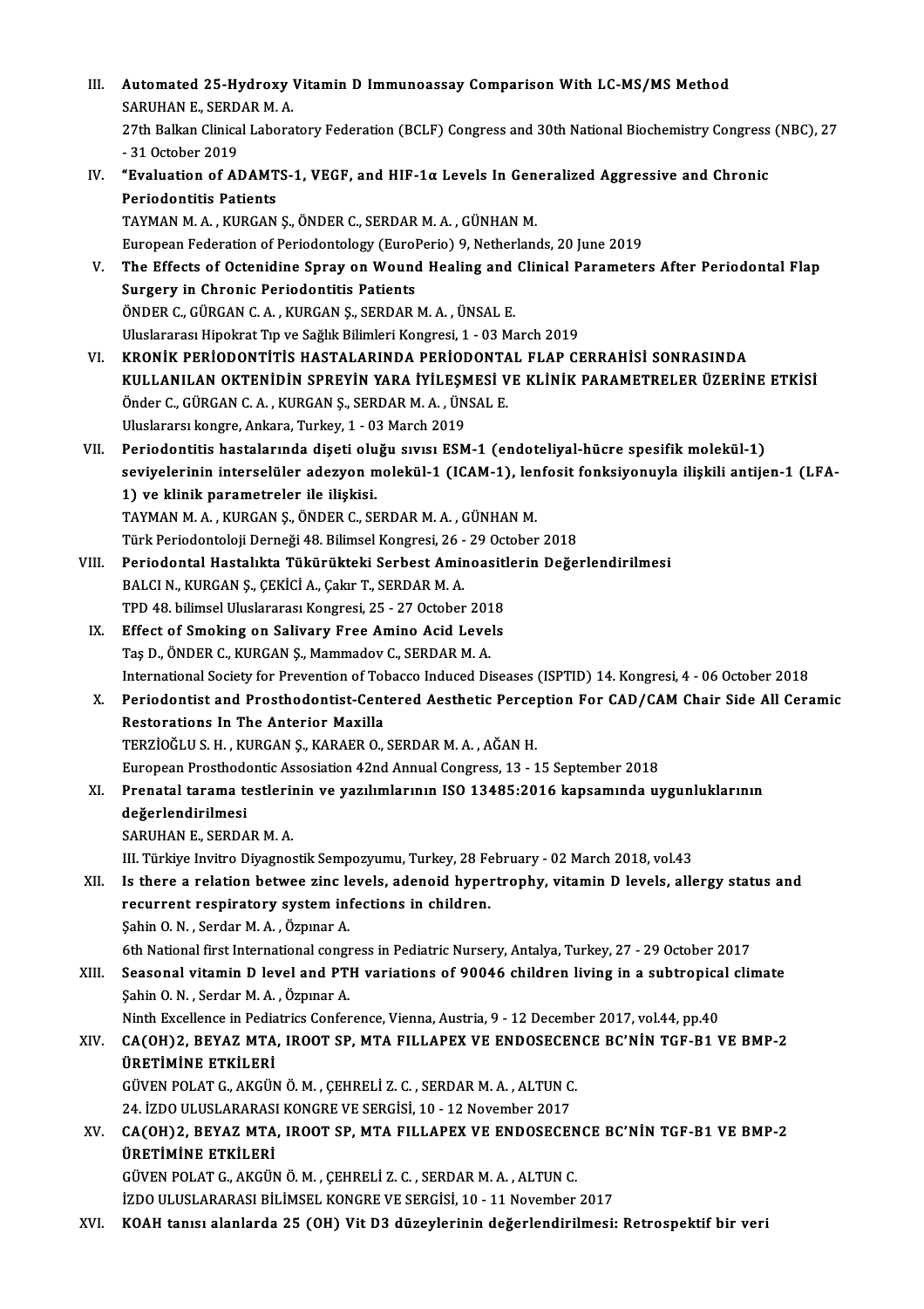III. **Automated 25-Hydroxy Vitamin D Immunoassay Comparison With LC-MS/MS Method**
SARUHAN E., SERDAR M. A.
27th Balkan Clinical Laboratory Federation (BCLF) Congress and 30th National Biochemistry Congress (NBC), 27 - 31 October 2019

IV. **"Evaluation of ADAMTS-1, VEGF, and HIF-1α Levels In Generalized Aggressive and Chronic Periodontitis Patients**
TAYMAN M. A. , KURGAN Ş., ÖNDER C., SERDAR M. A. , GÜNHAN M.
European Federation of Periodontology (EuroPerio) 9, Netherlands, 20 June 2019

V. **The Effects of Octenidine Spray on Wound Healing and Clinical Parameters After Periodontal Flap Surgery in Chronic Periodontitis Patients**
ÖNDER C., GÜRGAN C. A. , KURGAN Ş., SERDAR M. A. , ÜNSAL E.
Uluslararası Hipokrat Tıp ve Sağlık Bilimleri Kongresi, 1 - 03 March 2019

VI. **KRONİK PERİODONTİTİS HASTALARINDA PERİODONTAL FLAP CERRAHİSİ SONRASINDA KULLANILAN OKTENİDİN SPREYİN YARA İYİLEŞMESİ VE KLİNİK PARAMETRELER ÜZERİNE ETKİSİ**
Önder C., GÜRGAN C. A. , KURGAN Ş., SERDAR M. A. , ÜNSAL E.
Uluslararsı kongre, Ankara, Turkey, 1 - 03 March 2019

VII. **Periodontitis hastalarında dişeti oluğu sıvısı ESM-1 (endoteliyal-hücre spesifik molekül-1) seviyelerinin interselüler adezyon molekül-1 (ICAM-1), lenfosit fonksiyonuyla ilişkili antijen-1 (LFA-1) ve klinik parametreler ile ilişkisi.**
TAYMAN M. A. , KURGAN Ş., ÖNDER C., SERDAR M. A. , GÜNHAN M.
Türk Periodontoloji Derneği 48. Bilimsel Kongresi, 26 - 29 October 2018

VIII. **Periodontal Hastalıkta Tükürükteki Serbest Aminoasitlerin Değerlendirilmesi**
BALCI N., KURGAN Ş., ÇEKİCİ A., Çakır T., SERDAR M. A.
TPD 48. bilimsel Uluslararası Kongresi, 25 - 27 October 2018

IX. **Effect of Smoking on Salivary Free Amino Acid Levels**
Taş D., ÖNDER C., KURGAN Ş., Mammadov C., SERDAR M. A.
International Society for Prevention of Tobacco Induced Diseases (ISPTID) 14. Kongresi, 4 - 06 October 2018

X. **Periodontist and Prosthodontist-Centered Aesthetic Perception For CAD/CAM Chair Side All Ceramic Restorations In The Anterior Maxilla**
TERZİOĞLU S. H. , KURGAN Ş., KARAER O., SERDAR M. A. , AĞAN H.
European Prosthodontic Assosiation 42nd Annual Congress, 13 - 15 September 2018

XI. **Prenatal tarama testlerinin ve yazılımlarının ISO 13485:2016 kapsamında uygunluklarının değerlendirilmesi**
SARUHAN E., SERDAR M. A.
III. Türkiye Invitro Diyagnostik Sempozyumu, Turkey, 28 February - 02 March 2018, vol.43

XII. **Is there a relation betwee zinc levels, adenoid hypertrophy, vitamin D levels, allergy status and recurrent respiratory system infections in children.**
Şahin O. N. , Serdar M. A. , Özpınar A.
6th National first International congress in Pediatric Nursery, Antalya, Turkey, 27 - 29 October 2017

XIII. **Seasonal vitamin D level and PTH variations of 90046 children living in a subtropical climate**
Şahin O. N. , Serdar M. A. , Özpınar A.
Ninth Excellence in Pediatrics Conference, Vienna, Austria, 9 - 12 December 2017, vol.44, pp.40

XIV. **CA(OH)2, BEYAZ MTA, IROOT SP, MTA FILLAPEX VE ENDOSECENCE BC'NİN TGF-B1 VE BMP-2 ÜRETİMİNE ETKİLERİ**
GÜVEN POLAT G., AKGÜN Ö. M. , ÇEHRELİ Z. C. , SERDAR M. A. , ALTUN C.
24. İZDO ULUSLARARASI KONGRE VE SERGİSİ, 10 - 12 November 2017

XV. **CA(OH)2, BEYAZ MTA, IROOT SP, MTA FILLAPEX VE ENDOSECENCE BC'NİN TGF-B1 VE BMP-2 ÜRETİMİNE ETKİLERİ**
GÜVEN POLAT G., AKGÜN Ö. M. , ÇEHRELİ Z. C. , SERDAR M. A. , ALTUN C.
İZDO ULUSLARARASI BİLİMSEL KONGRE VE SERGİSİ, 10 - 11 November 2017

XVI. **KOAH tanısı alanlarda 25 (OH) Vit D3 düzeylerinin değerlendirilmesi: Retrospektif bir veri**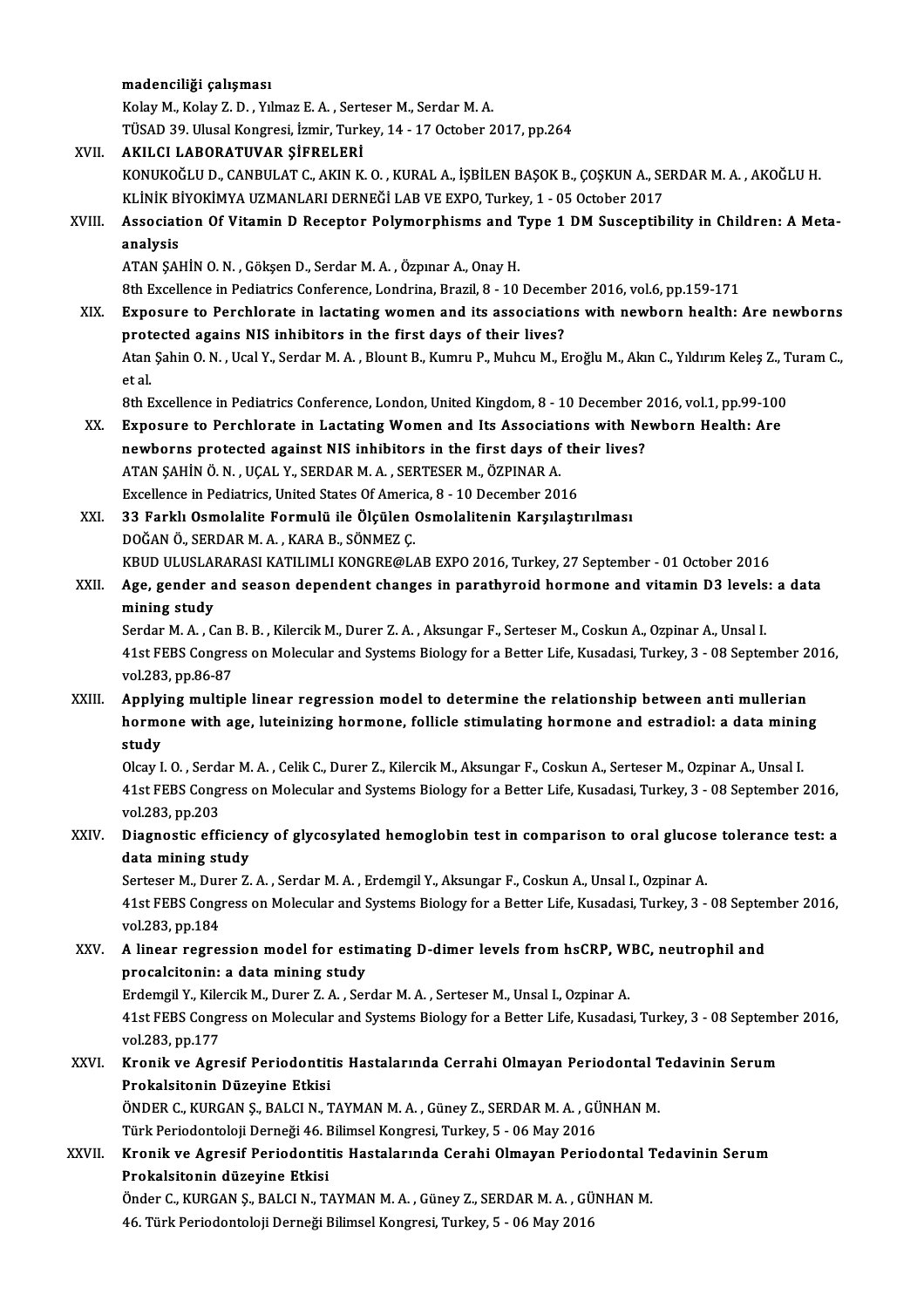madenciliği çalışması
Kolay M., Kolay Z. D. , Yılmaz E. A. , Serteser M., Serdar M. A.
TÜSAD 39. Ulusal Kongresi, İzmir, Turkey, 14 - 17 October 2017, pp.264

XVII. **AKILCI LABORATUVAR ŞİFRELERİ**
KONUKOĞLU D., CANBULAT C., AKIN K. O. , KURAL A., İŞBİLEN BAŞOK B., ÇOŞKUN A., SERDAR M. A. , AKOĞLU H.
KLİNİK BİYOKİMYA UZMANLARI DERNEĞİ LAB VE EXPO, Turkey, 1 - 05 October 2017

XVIII. **Association Of Vitamin D Receptor Polymorphisms and Type 1 DM Susceptibility in Children: A Meta-analysis**
ATAN ŞAHİN O. N. , Gökşen D., Serdar M. A. , Özpınar A., Onay H.
8th Excellence in Pediatrics Conference, Londrina, Brazil, 8 - 10 December 2016, vol.6, pp.159-171

XIX. **Exposure to Perchlorate in lactating women and its associations with newborn health: Are newborns protected agains NIS inhibitors in the first days of their lives?**
Atan Şahin O. N. , Ucal Y., Serdar M. A. , Blount B., Kumru P., Muhcu M., Eroğlu M., Akın C., Yıldırım Keleş Z., Turam C., et al.
8th Excellence in Pediatrics Conference, London, United Kingdom, 8 - 10 December 2016, vol.1, pp.99-100

XX. **Exposure to Perchlorate in Lactating Women and Its Associations with Newborn Health: Are newborns protected against NIS inhibitors in the first days of their lives?**
ATAN ŞAHİN Ö. N. , UÇAL Y., SERDAR M. A. , SERTESER M., ÖZPINAR A.
Excellence in Pediatrics, United States Of America, 8 - 10 December 2016

XXI. **33 Farklı Osmolalite Formulü ile Ölçülen Osmolalitenin Karşılaştırılması**
DOĞAN Ö., SERDAR M. A. , KARA B., SÖNMEZ Ç.
KBUD ULUSLARARASI KATILIMLI KONGRE@LAB EXPO 2016, Turkey, 27 September - 01 October 2016

XXII. **Age, gender and season dependent changes in parathyroid hormone and vitamin D3 levels: a data mining study**
Serdar M. A. , Can B. B. , Kilercik M., Durer Z. A. , Aksungar F., Serteser M., Coskun A., Ozpinar A., Unsal I.
41st FEBS Congress on Molecular and Systems Biology for a Better Life, Kusadasi, Turkey, 3 - 08 September 2016, vol.283, pp.86-87

XXIII. **Applying multiple linear regression model to determine the relationship between anti mullerian hormone with age, luteinizing hormone, follicle stimulating hormone and estradiol: a data mining study**
Olcay I. O. , Serdar M. A. , Celik C., Durer Z., Kilercik M., Aksungar F., Coskun A., Serteser M., Ozpinar A., Unsal I.
41st FEBS Congress on Molecular and Systems Biology for a Better Life, Kusadasi, Turkey, 3 - 08 September 2016, vol.283, pp.203

XXIV. **Diagnostic efficiency of glycosylated hemoglobin test in comparison to oral glucose tolerance test: a data mining study**
Serteser M., Durer Z. A. , Serdar M. A. , Erdemgil Y., Aksungar F., Coskun A., Unsal I., Ozpinar A.
41st FEBS Congress on Molecular and Systems Biology for a Better Life, Kusadasi, Turkey, 3 - 08 September 2016, vol.283, pp.184

XXV. **A linear regression model for estimating D-dimer levels from hsCRP, WBC, neutrophil and procalcitonin: a data mining study**
Erdemgil Y., Kilercik M., Durer Z. A. , Serdar M. A. , Serteser M., Unsal I., Ozpinar A.
41st FEBS Congress on Molecular and Systems Biology for a Better Life, Kusadasi, Turkey, 3 - 08 September 2016, vol.283, pp.177

XXVI. **Kronik ve Agresif Periodontitis Hastalarında Cerrahi Olmayan Periodontal Tedavinin Serum Prokalsitonin Düzeyine Etkisi**
ÖNDER C., KURGAN Ş., BALCI N., TAYMAN M. A. , Güney Z., SERDAR M. A. , GÜNHAN M.
Türk Periodontoloji Derneği 46. Bilimsel Kongresi, Turkey, 5 - 06 May 2016

XXVII. **Kronik ve Agresif Periodontitis Hastalarında Cerahi Olmayan Periodontal Tedavinin Serum Prokalsitonin düzeyine Etkisi**
Önder C., KURGAN Ş., BALCI N., TAYMAN M. A. , Güney Z., SERDAR M. A. , GÜNHAN M.
46. Türk Periodontoloji Derneği Bilimsel Kongresi, Turkey, 5 - 06 May 2016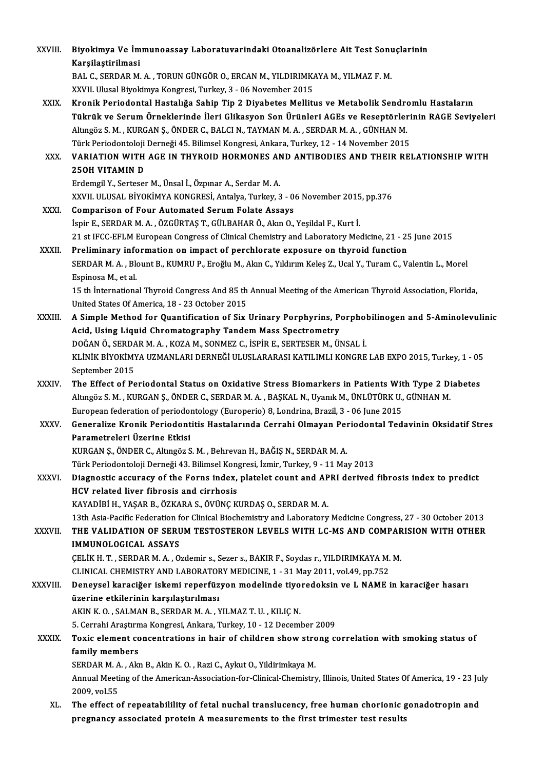XXVIII. **Biyokimya Ve İmmunoassay Laboratuvarindaki Otoanalizörlere Ait Test Sonuçlarinin Karşilaştirilmasi**
BAL C., SERDAR M. A. , TORUN GÜNGÖR O., ERCAN M., YILDIRIMKAYA M., YILMAZ F. M.
XXVII. Ulusal Biyokimya Kongresi, Turkey, 3 - 06 November 2015

XXIX. **Kronik Periodontal Hastalığa Sahip Tip 2 Diyabetes Mellitus ve Metabolik Sendromlu Hastaların Tükrük ve Serum Örneklerinde İleri Glikasyon Son Ürünleri AGEs ve Reseptörlerinin RAGE Seviyeleri**
Altıngöz S. M. , KURGAN Ş., ÖNDER C., BALCI N., TAYMAN M. A. , SERDAR M. A. , GÜNHAN M.
Türk Periodontoloji Derneği 45. Bilimsel Kongresi, Ankara, Turkey, 12 - 14 November 2015

XXX. **VARIATION WITH AGE IN THYROID HORMONES AND ANTIBODIES AND THEIR RELATIONSHIP WITH 25OH VITAMIN D**
Erdemgil Y., Serteser M., Ünsal İ., Özpınar A., Serdar M. A.
XXVII. ULUSAL BİYOKİMYA KONGRESİ, Antalya, Turkey, 3 - 06 November 2015, pp.376

XXXI. **Comparison of Four Automated Serum Folate Assays**
İspir E., SERDAR M. A. , ÖZGÜRTAŞ T., GÜLBAHAR Ö., Akın O., Yeşildal F., Kurt İ.
21 st IFCC-EFLM European Congress of Clinical Chemistry and Laboratory Medicine, 21 - 25 June 2015

XXXII. **Preliminary information on impact of perchlorate exposure on thyroid function**
SERDAR M. A. , Blount B., KUMRU P., Eroğlu M., Akın C., Yıldırım Keleş Z., Ucal Y., Turam C., Valentin L., Morel Espinosa M., et al.
15 th İnternational Thyroid Congress And 85 th Annual Meeting of the American Thyroid Association, Florida, United States Of America, 18 - 23 October 2015

XXXIII. **A Simple Method for Quantification of Six Urinary Porphyrins, Porphobilinogen and 5-Aminolevulinic Acid, Using Liquid Chromatography Tandem Mass Spectrometry**
DOĞAN Ö., SERDAR M. A. , KOZA M., SONMEZ C., İSPİR E., SERTESER M., ÜNSAL İ.
KLİNİK BİYOKİMYA UZMANLARI DERNEĞİ ULUSLARARASI KATILIMLI KONGRE LAB EXPO 2015, Turkey, 1 - 05 September 2015

XXXIV. **The Effect of Periodontal Status on Oxidative Stress Biomarkers in Patients With Type 2 Diabetes**
Altıngöz S. M. , KURGAN Ş., ÖNDER C., SERDAR M. A. , BAŞKAL N., Uyanık M., ÜNLÜTÜRK U., GÜNHAN M.
European federation of periodontology (Europerio) 8, Londrina, Brazil, 3 - 06 June 2015

XXXV. **Generalize Kronik Periodontitis Hastalarında Cerrahi Olmayan Periodontal Tedavinin Oksidatif Stres Parametreleri Üzerine Etkisi**
KURGAN Ş., ÖNDER C., Altıngöz S. M. , Behrevan H., BAĞIŞ N., SERDAR M. A.
Türk Periodontoloji Derneği 43. Bilimsel Kongresi, İzmir, Turkey, 9 - 11 May 2013

XXXVI. **Diagnostic accuracy of the Forns index, platelet count and APRI derived fibrosis index to predict HCV related liver fibrosis and cirrhosis**
KAYADİBİ H., YAŞAR B., ÖZKARA S., ÖVÜNÇ KURDAŞ O., SERDAR M. A.
13th Asia-Pacific Federation for Clinical Biochemistry and Laboratory Medicine Congress, 27 - 30 October 2013

XXXVII. **THE VALIDATION OF SERUM TESTOSTERON LEVELS WITH LC-MS AND COMPARISION WITH OTHER IMMUNOLOGICAL ASSAYS**
ÇELİK H. T. , SERDAR M. A. , Ozdemir s., Sezer s., BAKIR F., Soydas r., YILDIRIMKAYA M. M.
CLINICAL CHEMISTRY AND LABORATORY MEDICINE, 1 - 31 May 2011, vol.49, pp.752

XXXVIII. **Deneysel karaciğer iskemi reperfüzyon modelinde tiyoredoksin ve L NAME in karaciğer hasarı üzerine etkilerinin karşılaştırılması**
AKIN K. O. , SALMAN B., SERDAR M. A. , YILMAZ T. U. , KILIÇ N.
5. Cerrahi Araştırma Kongresi, Ankara, Turkey, 10 - 12 December 2009

XXXIX. **Toxic element concentrations in hair of children show strong correlation with smoking status of family members**
SERDAR M. A. , Akn B., Akin K. O. , Razi C., Aykut O., Yildirimkaya M.
Annual Meeting of the American-Association-for-Clinical-Chemistry, Illinois, United States Of America, 19 - 23 July 2009, vol.55

XL. **The effect of repeatabilility of fetal nuchal translucency, free human chorionic gonadotropin and pregnancy associated protein A measurements to the first trimester test results**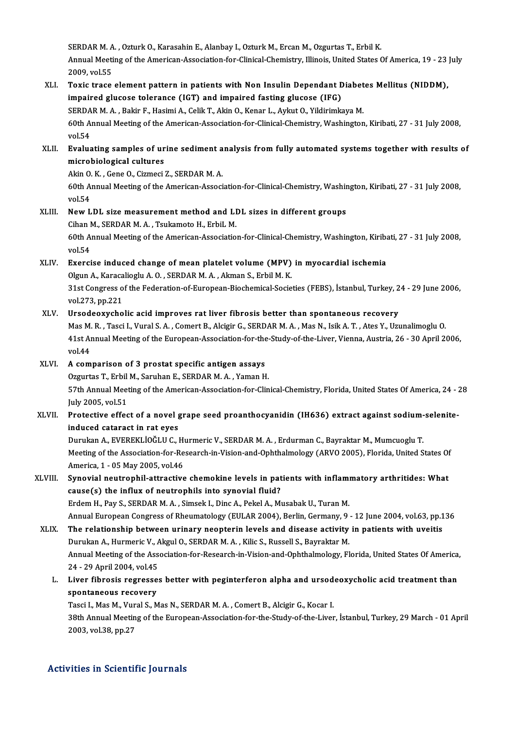SERDAR M. A. , Ozturk O., Karasahin E., Alanbay I., Ozturk M., Ercan M., Ozgurtas T., Erbil K.
Annual Meeting of the American-Association-for-Clinical-Chemistry, Illinois, United States Of America, 19 - 23 July 2009, vol.55

XLI. **Toxic trace element pattern in patients with Non Insulin Dependant Diabetes Mellitus (NIDDM), impaired glucose tolerance (IGT) and impaired fasting glucose (IFG)**
SERDAR M. A. , Bakir F., Hasimi A., Celik T., Akin O., Kenar L., Aykut O., Yildirimkaya M.
60th Annual Meeting of the American-Association-for-Clinical-Chemistry, Washington, Kiribati, 27 - 31 July 2008, vol.54

XLII. **Evaluating samples of urine sediment analysis from fully automated systems together with results of microbiological cultures**
Akin O. K. , Gene O., Cizmeci Z., SERDAR M. A.
60th Annual Meeting of the American-Association-for-Clinical-Chemistry, Washington, Kiribati, 27 - 31 July 2008, vol.54

XLIII. **New LDL size measurement method and LDL sizes in different groups**
Cihan M., SERDAR M. A. , Tsukamoto H., ErbiL M.
60th Annual Meeting of the American-Association-for-Clinical-Chemistry, Washington, Kiribati, 27 - 31 July 2008, vol.54

XLIV. **Exercise induced change of mean platelet volume (MPV) in myocardial ischemia**
Olgun A., Karacalioglu A. O. , SERDAR M. A. , Akman S., Erbil M. K.
31st Congress of the Federation-of-European-Biochemical-Societies (FEBS), İstanbul, Turkey, 24 - 29 June 2006, vol.273, pp.221

XLV. **Ursodeoxycholic acid improves rat liver fibrosis better than spontaneous recovery**
Mas M. R. , Tasci I., Vural S. A. , Comert B., Alcigir G., SERDAR M. A. , Mas N., Isik A. T. , Ates Y., Uzunalimoglu O.
41st Annual Meeting of the European-Association-for-the-Study-of-the-Liver, Vienna, Austria, 26 - 30 April 2006, vol.44

XLVI. **A comparison of 3 prostat specific antigen assays**
Ozgurtas T., Erbil M., Saruhan E., SERDAR M. A. , Yaman H.
57th Annual Meeting of the American-Association-for-Clinical-Chemistry, Florida, United States Of America, 24 - 28 July 2005, vol.51

XLVII. **Protective effect of a novel grape seed proanthocyanidin (IH636) extract against sodium-selenite-induced cataract in rat eyes**
Durukan A., EVEREKLİOĞLU C., Hurmeric V., SERDAR M. A. , Erdurman C., Bayraktar M., Mumcuoglu T.
Meeting of the Association-for-Research-in-Vision-and-Ophthalmology (ARVO 2005), Florida, United States Of America, 1 - 05 May 2005, vol.46

XLVIII. **Synovial neutrophil-attractive chemokine levels in patients with inflammatory arthritides: What cause(s) the influx of neutrophils into synovial fluid?**
Erdem H., Pay S., SERDAR M. A. , Simsek I., Dinc A., Pekel A., Musabak U., Turan M.
Annual European Congress of Rheumatology (EULAR 2004), Berlin, Germany, 9 - 12 June 2004, vol.63, pp.136

XLIX. **The relationship between urinary neopterin levels and disease activity in patients with uveitis**
Durukan A., Hurmeric V., Akgul O., SERDAR M. A. , Kilic S., Russell S., Bayraktar M.
Annual Meeting of the Association-for-Research-in-Vision-and-Ophthalmology, Florida, United States Of America, 24 - 29 April 2004, vol.45

L. **Liver fibrosis regresses better with peginterferon alpha and ursodeoxycholic acid treatment than spontaneous recovery**
Tasci I., Mas M., Vural S., Mas N., SERDAR M. A. , Comert B., Alcigir G., Kocar I.
38th Annual Meeting of the European-Association-for-the-Study-of-the-Liver, İstanbul, Turkey, 29 March - 01 April 2003, vol.38, pp.27

## Activities in Scientific Journals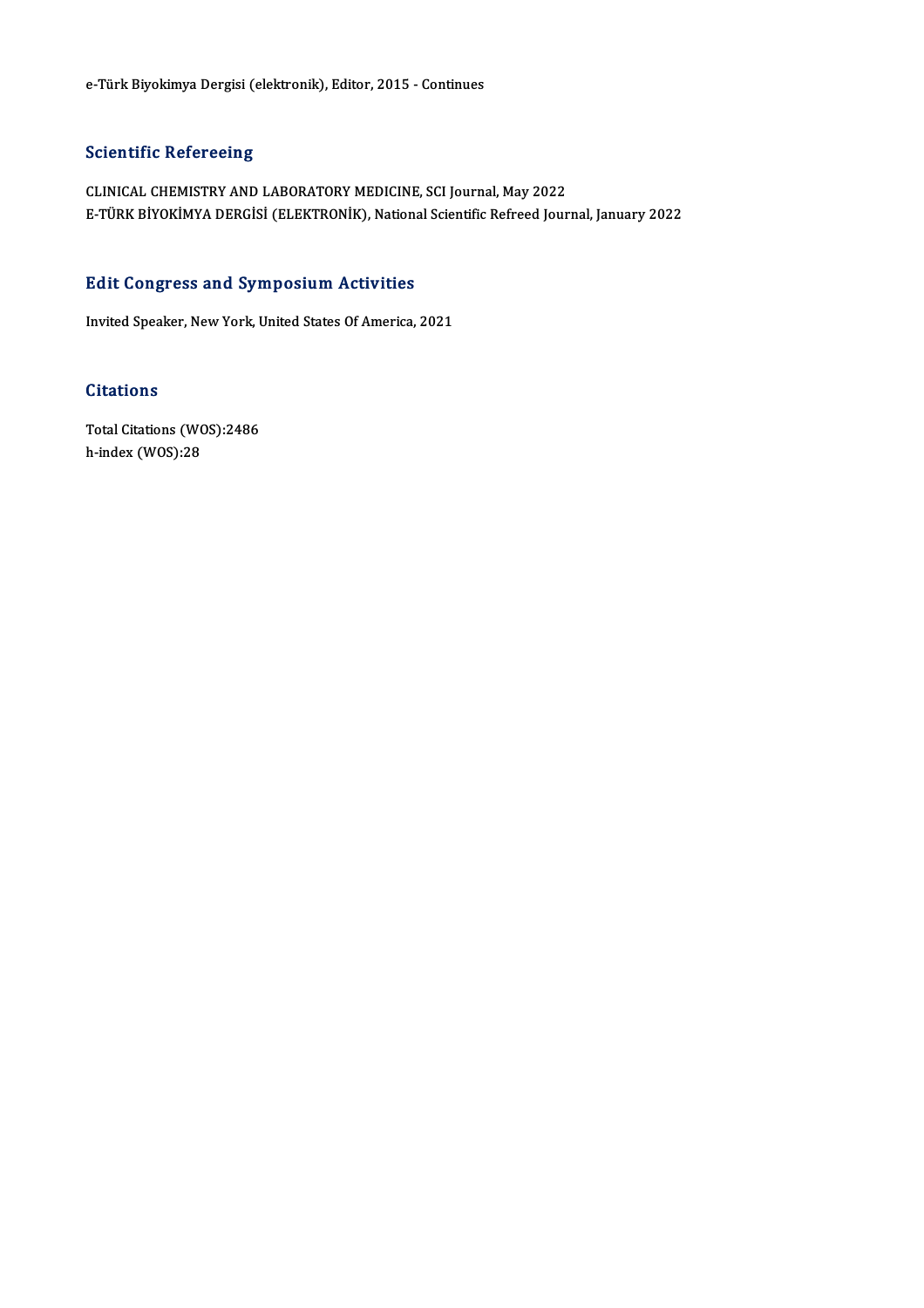e-Türk Biyokimya Dergisi (elektronik), Editor, 2015 - Continues

## Scientific Refereeing

CLINICAL CHEMISTRY AND LABORATORY MEDICINE, SCI Journal, May 2022
E-TÜRK BİYOKİMYA DERGİSİ (ELEKTRONİK), National Scientific Refreed Journal, January 2022

## Edit Congress and Symposium Activities

Invited Speaker, New York, United States Of America, 2021

## Citations

Total Citations (WOS):2486
h-index (WOS):28